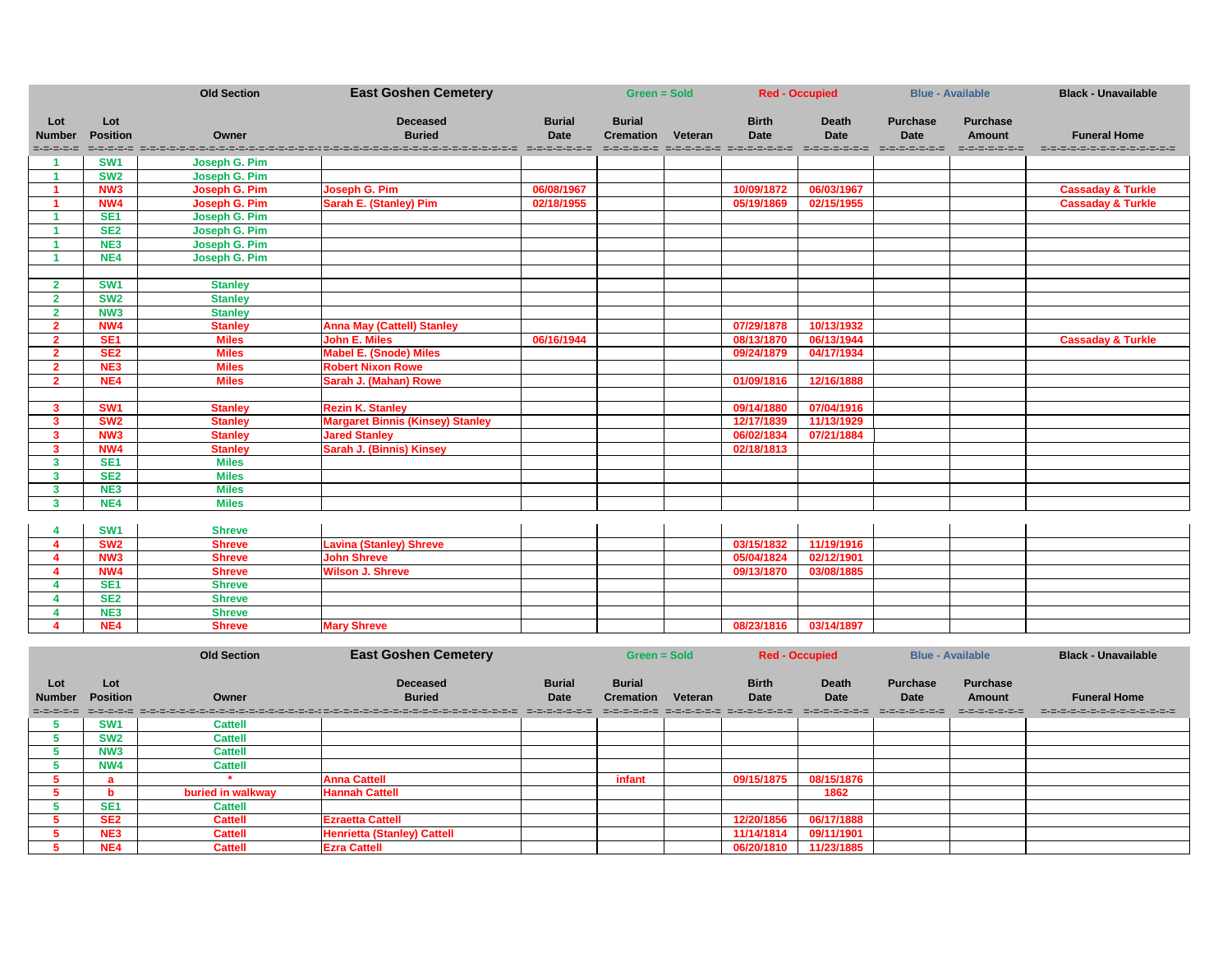| Old Section | | East Goshen Cemetery | | | Green = Sold | | Red - Occupied | | Blue - Available | | Black - Unavailable |
|---|---|---|---|---|---|---|---|---|---|---|---|
| **Lot Number** | **Lot Position** | **Owner** | **Deceased Buried** | **Burial Date** | **Burial Cremation** | **Veteran** | **Birth Date** | **Death Date** | **Purchase Date** | **Purchase Amount** | **Funeral Home** |
| 1 | SW1 | Joseph G. Pim | | | | | | | | | |
| 1 | SW2 | Joseph G. Pim | | | | | | | | | |
| 1 | NW3 | Joseph G. Pim | Joseph G. Pim | 06/08/1967 | | | 10/09/1872 | 06/03/1967 | | | Cassaday & Turkle |
| 1 | NW4 | Joseph G. Pim | Sarah E. (Stanley) Pim | 02/18/1955 | | | 05/19/1869 | 02/15/1955 | | | Cassaday & Turkle |
| 1 | SE1 | Joseph G. Pim | | | | | | | | | |
| 1 | SE2 | Joseph G. Pim | | | | | | | | | |
| 1 | NE3 | Joseph G. Pim | | | | | | | | | |
| 1 | NE4 | Joseph G. Pim | | | | | | | | | |
| | | | | | | | | | | | |
| 2 | SW1 | Stanley | | | | | | | | | |
| 2 | SW2 | Stanley | | | | | | | | | |
| 2 | NW3 | Stanley | | | | | | | | | |
| 2 | NW4 | Stanley | Anna May (Cattell) Stanley | | | | 07/29/1878 | 10/13/1932 | | | |
| 2 | SE1 | Miles | John E. Miles | 06/16/1944 | | | 08/13/1870 | 06/13/1944 | | | Cassaday & Turkle |
| 2 | SE2 | Miles | Mabel E. (Snode) Miles | | | | 09/24/1879 | 04/17/1934 | | | |
| 2 | NE3 | Miles | Robert Nixon Rowe | | | | | | | | |
| 2 | NE4 | Miles | Sarah J. (Mahan) Rowe | | | | 01/09/1816 | 12/16/1888 | | | |
| | | | | | | | | | | | |
| 3 | SW1 | Stanley | Rezin K. Stanley | | | | 09/14/1880 | 07/04/1916 | | | |
| 3 | SW2 | Stanley | Margaret Binnis (Kinsey) Stanley | | | | 12/17/1839 | 11/13/1929 | | | |
| 3 | NW3 | Stanley | Jared Stanley | | | | 06/02/1834 | 07/21/1884 | | | |
| 3 | NW4 | Stanley | Sarah J. (Binnis) Kinsey | | | | 02/18/1813 | | | | |
| 3 | SE1 | Miles | | | | | | | | | |
| 3 | SE2 | Miles | | | | | | | | | |
| 3 | NE3 | Miles | | | | | | | | | |
| 3 | NE4 | Miles | | | | | | | | | |
| | | | | | | | | | | | |
| 4 | SW1 | Shreve | | | | | | | | | |
| 4 | SW2 | Shreve | Lavina (Stanley) Shreve | | | | 03/15/1832 | 11/19/1916 | | | |
| 4 | NW3 | Shreve | John Shreve | | | | 05/04/1824 | 02/12/1901 | | | |
| 4 | NW4 | Shreve | Wilson J. Shreve | | | | 09/13/1870 | 03/08/1885 | | | |
| 4 | SE1 | Shreve | | | | | | | | | |
| 4 | SE2 | Shreve | | | | | | | | | |
| 4 | NE3 | Shreve | | | | | | | | | |
| 4 | NE4 | Shreve | Mary Shreve | | | | 08/23/1816 | 03/14/1897 | | | |

| Old Section | | East Goshen Cemetery | | | Green = Sold | | Red - Occupied | | Blue - Available | | Black - Unavailable |
|---|---|---|---|---|---|---|---|---|---|---|---|
| **Lot Number** | **Lot Position** | **Owner** | **Deceased Buried** | **Burial Date** | **Burial Cremation** | **Veteran** | **Birth Date** | **Death Date** | **Purchase Date** | **Purchase Amount** | **Funeral Home** |
| 5 | SW1 | Cattell | | | | | | | | | |
| 5 | SW2 | Cattell | | | | | | | | | |
| 5 | NW3 | Cattell | | | | | | | | | |
| 5 | NW4 | Cattell | | | | | | | | | |
| 5 | a | * | Anna Cattell | | infant | | 09/15/1875 | 08/15/1876 | | | |
| 5 | b | buried in walkway | Hannah Cattell | | | | | 1862 | | | |
| 5 | SE1 | Cattell | | | | | | | | | |
| 5 | SE2 | Cattell | Ezraetta Cattell | | | | 12/20/1856 | 06/17/1888 | | | |
| 5 | NE3 | Cattell | Henrietta (Stanley) Cattell | | | | 11/14/1814 | 09/11/1901 | | | |
| 5 | NE4 | Cattell | Ezra Cattell | | | | 06/20/1810 | 11/23/1885 | | | |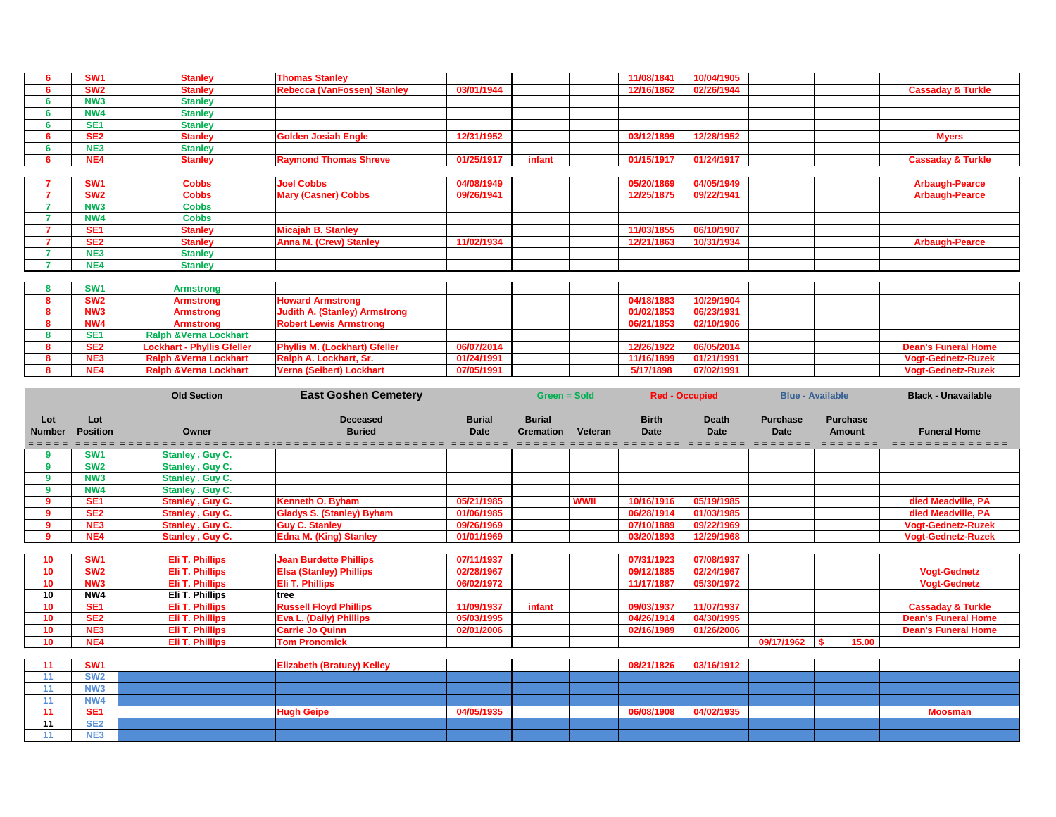| Lot Number | Lot Position | Owner | Deceased Buried | Burial Date | Burial Cremation | Veteran | Birth Date | Death Date | Purchase Date | Purchase Amount | Funeral Home |
|---|---|---|---|---|---|---|---|---|---|---|---|
| 6 | SW1 | Stanley | Thomas Stanley | | | | 11/08/1841 | 10/04/1905 | | | |
| 6 | SW2 | Stanley | Rebecca (VanFossen) Stanley | 03/01/1944 | | | 12/16/1862 | 02/26/1944 | | | Cassaday & Turkle |
| 6 | NW3 | Stanley | | | | | | | | | |
| 6 | NW4 | Stanley | | | | | | | | | |
| 6 | SE1 | Stanley | | | | | | | | | |
| 6 | SE2 | Stanley | Golden Josiah Engle | 12/31/1952 | | | 03/12/1899 | 12/28/1952 | | | Myers |
| 6 | NE3 | Stanley | | | | | | | | | |
| 6 | NE4 | Stanley | Raymond Thomas Shreve | 01/25/1917 | infant | | 01/15/1917 | 01/24/1917 | | | Cassaday & Turkle |
| 7 | SW1 | Cobbs | Joel Cobbs | 04/08/1949 | | | 05/20/1869 | 04/05/1949 | | | Arbaugh-Pearce |
| 7 | SW2 | Cobbs | Mary (Casner) Cobbs | 09/26/1941 | | | 12/25/1875 | 09/22/1941 | | | Arbaugh-Pearce |
| 7 | NW3 | Cobbs | | | | | | | | | |
| 7 | NW4 | Cobbs | | | | | | | | | |
| 7 | SE1 | Stanley | Micajah B. Stanley | | | | 11/03/1855 | 06/10/1907 | | | |
| 7 | SE2 | Stanley | Anna M. (Crew) Stanley | 11/02/1934 | | | 12/21/1863 | 10/31/1934 | | | Arbaugh-Pearce |
| 7 | NE3 | Stanley | | | | | | | | | |
| 7 | NE4 | Stanley | | | | | | | | | |
| 8 | SW1 | Armstrong | | | | | | | | | |
| 8 | SW2 | Armstrong | Howard Armstrong | | | | 04/18/1883 | 10/29/1904 | | | |
| 8 | NW3 | Armstrong | Judith A. (Stanley) Armstrong | | | | 01/02/1853 | 06/23/1931 | | | |
| 8 | NW4 | Armstrong | Robert Lewis Armstrong | | | | 06/21/1853 | 02/10/1906 | | | |
| 8 | SE1 | Ralph &Verna Lockhart | | | | | | | | | |
| 8 | SE2 | Lockhart - Phyllis Gfeller | Phyllis M. (Lockhart) Gfeller | 06/07/2014 | | | 12/26/1922 | 06/05/2014 | | | Dean's Funeral Home |
| 8 | NE3 | Ralph &Verna Lockhart | Ralph A. Lockhart, Sr. | 01/24/1991 | | | 11/16/1899 | 01/21/1991 | | | Vogt-Gednetz-Ruzek |
| 8 | NE4 | Ralph &Verna Lockhart | Verna (Seibert) Lockhart | 07/05/1991 | | | 5/17/1898 | 07/02/1991 | | | Vogt-Gednetz-Ruzek |

| | | Old Section | East Goshen Cemetery | | Green = Sold | | Red - Occupied | | Blue - Available | | Black - Unavailable |
|---|---|---|---|---|---|---|---|---|---|---|---|
| **Lot Number** | **Lot Position** | **Owner** | **Deceased Buried** | **Burial Date** | **Burial Cremation** | **Veteran** | **Birth Date** | **Death Date** | **Purchase Date** | **Purchase Amount** | **Funeral Home** |
| 9 | SW1 | Stanley , Guy C. | | | | | | | | | |
| 9 | SW2 | Stanley , Guy C. | | | | | | | | | |
| 9 | NW3 | Stanley , Guy C. | | | | | | | | | |
| 9 | NW4 | Stanley , Guy C. | | | | | | | | | |
| 9 | SE1 | Stanley , Guy C. | Kenneth O. Byham | 05/21/1985 | | WWII | 10/16/1916 | 05/19/1985 | | | died Meadville, PA |
| 9 | SE2 | Stanley , Guy C. | Gladys S. (Stanley) Byham | 01/06/1985 | | | 06/28/1914 | 01/03/1985 | | | died Meadville, PA |
| 9 | NE3 | Stanley , Guy C. | Guy C. Stanley | 09/26/1969 | | | 07/10/1889 | 09/22/1969 | | | Vogt-Gednetz-Ruzek |
| 9 | NE4 | Stanley , Guy C. | Edna M. (King) Stanley | 01/01/1969 | | | 03/20/1893 | 12/29/1968 | | | Vogt-Gednetz-Ruzek |
| 10 | SW1 | Eli T. Phillips | Jean Burdette Phillips | 07/11/1937 | | | 07/31/1923 | 07/08/1937 | | | |
| 10 | SW2 | Eli T. Phillips | Elsa (Stanley) Phillips | 02/28/1967 | | | 09/12/1885 | 02/24/1967 | | | Vogt-Gednetz |
| 10 | NW3 | Eli T. Phillips | Eli T. Phillips | 06/02/1972 | | | 11/17/1887 | 05/30/1972 | | | Vogt-Gednetz |
| 10 | NW4 | Eli T. Phillips | tree | | | | | | | | |
| 10 | SE1 | Eli T. Phillips | Russell Floyd Phillips | 11/09/1937 | infant | | 09/03/1937 | 11/07/1937 | | | Cassaday & Turkle |
| 10 | SE2 | Eli T. Phillips | Eva L. (Daily) Phillips | 05/03/1995 | | | 04/26/1914 | 04/30/1995 | | | Dean's Funeral Home |
| 10 | NE3 | Eli T. Phillips | Carrie Jo Quinn | 02/01/2006 | | | 02/16/1989 | 01/26/2006 | | | Dean's Funeral Home |
| 10 | NE4 | Eli T. Phillips | Tom Pronomick | | | | | | 09/17/1962 | $ 15.00 | |
| 11 | SW1 | | Elizabeth (Bratuey) Kelley | | | | 08/21/1826 | 03/16/1912 | | | |
| 11 | SW2 | | | | | | | | | | |
| 11 | NW3 | | | | | | | | | | |
| 11 | NW4 | | | | | | | | | | |
| 11 | SE1 | | Hugh Geipe | 04/05/1935 | | | 06/08/1908 | 04/02/1935 | | | Moosman |
| 11 | SE2 | | | | | | | | | | |
| 11 | NE3 | | | | | | | | | | |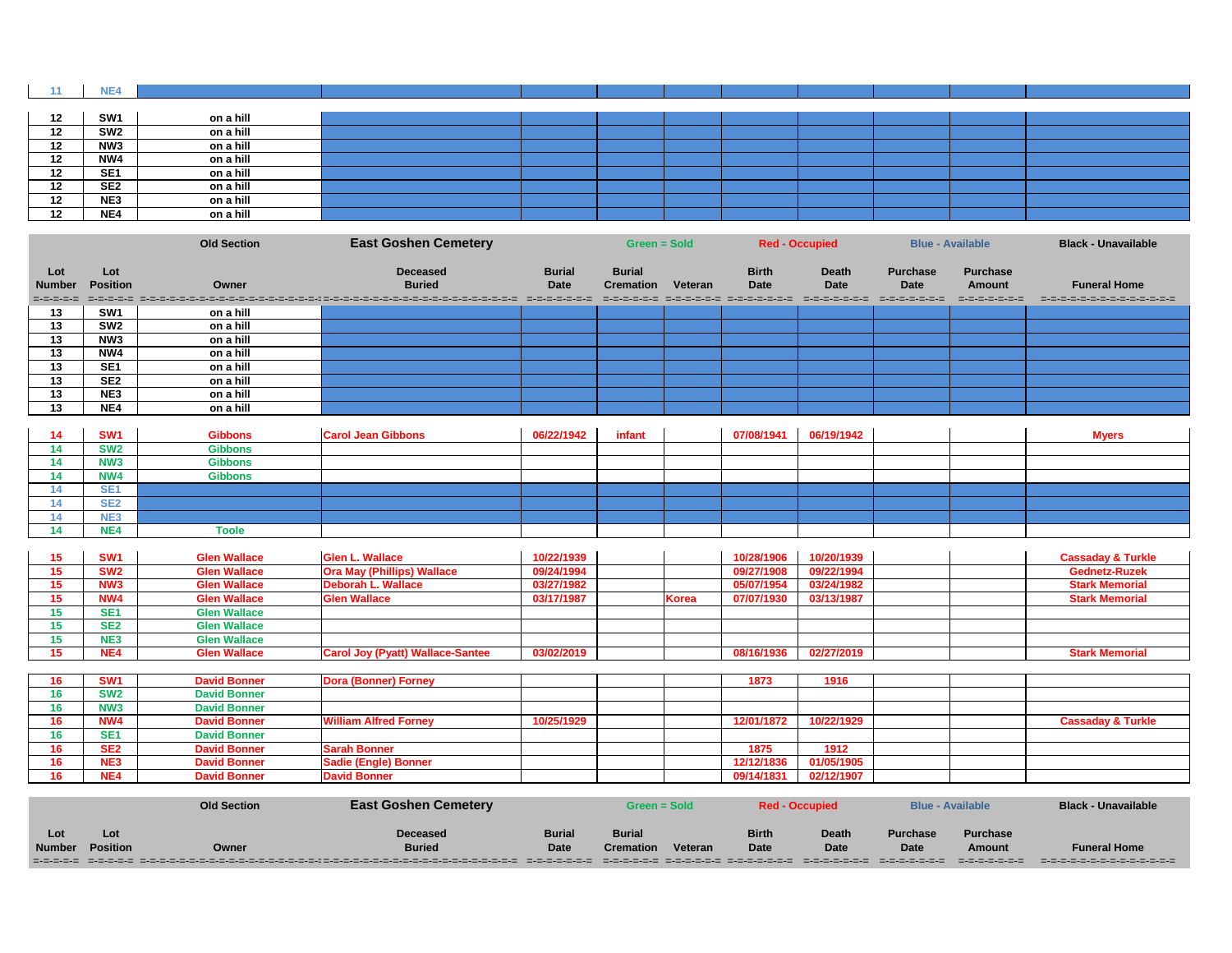| Lot Number | Lot Position | Owner | Deceased Buried | Burial Date | Burial Cremation | Veteran | Birth Date | Death Date | Purchase Date | Purchase Amount | Funeral Home |
|---|---|---|---|---|---|---|---|---|---|---|---|
| 11 | NE4 | | | | | | | | | | |
| 12 | SW1 | on a hill | | | | | | | | | |
| 12 | SW2 | on a hill | | | | | | | | | |
| 12 | NW3 | on a hill | | | | | | | | | |
| 12 | NW4 | on a hill | | | | | | | | | |
| 12 | SE1 | on a hill | | | | | | | | | |
| 12 | SE2 | on a hill | | | | | | | | | |
| 12 | NE3 | on a hill | | | | | | | | | |
| 12 | NE4 | on a hill | | | | | | | | | |

| | | Old Section | East Goshen Cemetery | | Green = Sold | | Red - Occupied | | Blue - Available | | Black - Unavailable |
|---|---|---|---|---|---|---|---|---|---|---|---|
| **Lot Number** | **Lot Position** | **Owner** | **Deceased Buried** | **Burial Date** | **Burial Cremation** | **Veteran** | **Birth Date** | **Death Date** | **Purchase Date** | **Purchase Amount** | **Funeral Home** |
| 13 | SW1 | on a hill | | | | | | | | | |
| 13 | SW2 | on a hill | | | | | | | | | |
| 13 | NW3 | on a hill | | | | | | | | | |
| 13 | NW4 | on a hill | | | | | | | | | |
| 13 | SE1 | on a hill | | | | | | | | | |
| 13 | SE2 | on a hill | | | | | | | | | |
| 13 | NE3 | on a hill | | | | | | | | | |
| 13 | NE4 | on a hill | | | | | | | | | |
| 14 | SW1 | Gibbons | Carol Jean Gibbons | 06/22/1942 | infant | | 07/08/1941 | 06/19/1942 | | | Myers |
| 14 | SW2 | Gibbons | | | | | | | | | |
| 14 | NW3 | Gibbons | | | | | | | | | |
| 14 | NW4 | Gibbons | | | | | | | | | |
| 14 | SE1 | | | | | | | | | | |
| 14 | SE2 | | | | | | | | | | |
| 14 | NE3 | | | | | | | | | | |
| 14 | NE4 | Toole | | | | | | | | | |
| 15 | SW1 | Glen Wallace | Glen L. Wallace | 10/22/1939 | | | 10/28/1906 | 10/20/1939 | | | Cassaday & Turkle |
| 15 | SW2 | Glen Wallace | Ora May (Phillips) Wallace | 09/24/1994 | | | 09/27/1908 | 09/22/1994 | | | Gednetz-Ruzek |
| 15 | NW3 | Glen Wallace | Deborah L. Wallace | 03/27/1982 | | | 05/07/1954 | 03/24/1982 | | | Stark Memorial |
| 15 | NW4 | Glen Wallace | Glen Wallace | 03/17/1987 | | Korea | 07/07/1930 | 03/13/1987 | | | Stark Memorial |
| 15 | SE1 | Glen Wallace | | | | | | | | | |
| 15 | SE2 | Glen Wallace | | | | | | | | | |
| 15 | NE3 | Glen Wallace | | | | | | | | | |
| 15 | NE4 | Glen Wallace | Carol Joy (Pyatt) Wallace-Santee | 03/02/2019 | | | 08/16/1936 | 02/27/2019 | | | Stark Memorial |
| 16 | SW1 | David Bonner | Dora (Bonner) Forney | | | | 1873 | 1916 | | | |
| 16 | SW2 | David Bonner | | | | | | | | | |
| 16 | NW3 | David Bonner | | | | | | | | | |
| 16 | NW4 | David Bonner | William Alfred Forney | 10/25/1929 | | | 12/01/1872 | 10/22/1929 | | | Cassaday & Turkle |
| 16 | SE1 | David Bonner | | | | | | | | | |
| 16 | SE2 | David Bonner | Sarah Bonner | | | | 1875 | 1912 | | | |
| 16 | NE3 | David Bonner | Sadie (Engle) Bonner | | | | 12/12/1836 | 01/05/1905 | | | |
| 16 | NE4 | David Bonner | David Bonner | | | | 09/14/1831 | 02/12/1907 | | | |

| | | Old Section | East Goshen Cemetery | | Green = Sold | | Red - Occupied | | Blue - Available | | Black - Unavailable |
|---|---|---|---|---|---|---|---|---|---|---|---|
| **Lot Number** | **Lot Position** | **Owner** | **Deceased Buried** | **Burial Date** | **Burial Cremation** | **Veteran** | **Birth Date** | **Death Date** | **Purchase Date** | **Purchase Amount** | **Funeral Home** |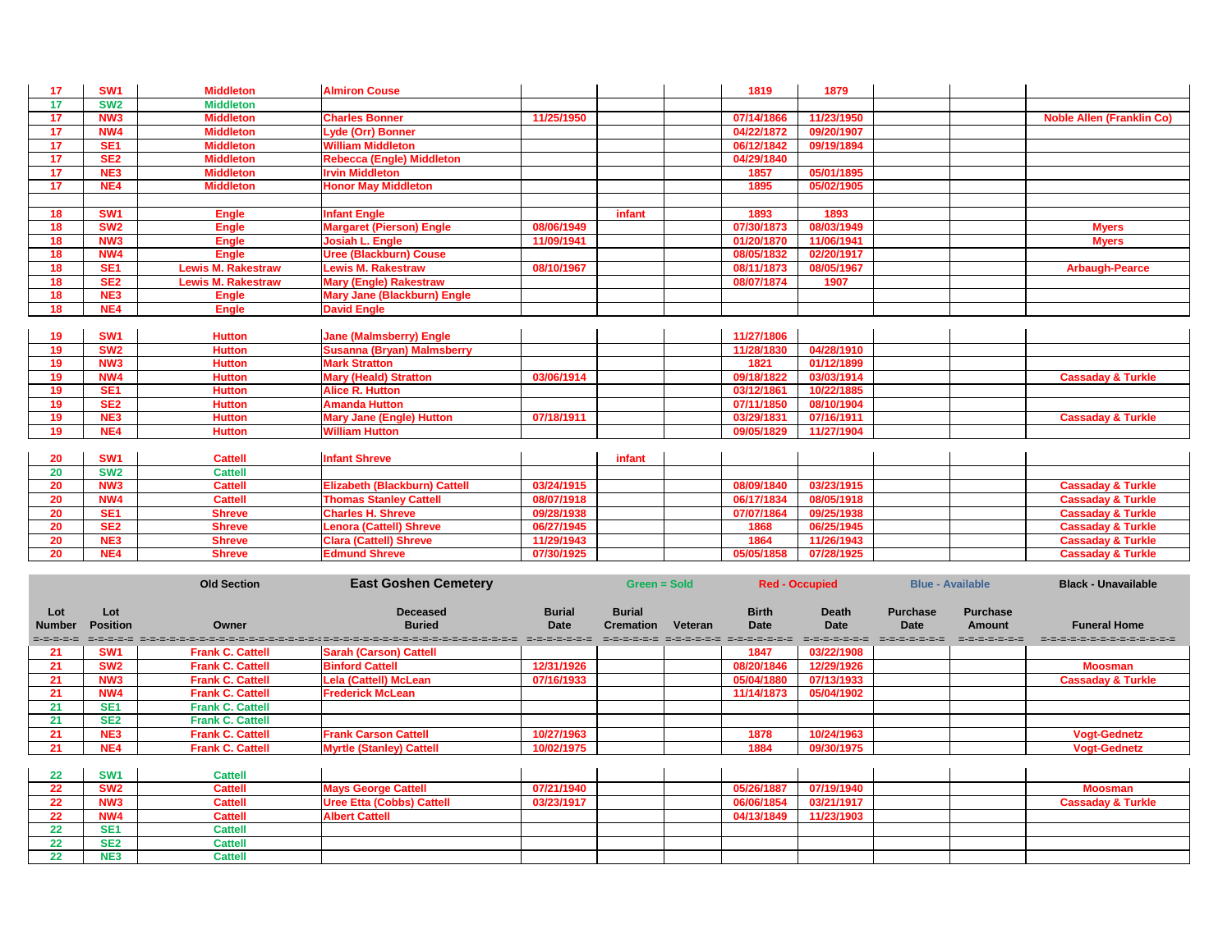| Lot Number | Lot Position | Owner | Deceased Buried | Burial Date | Burial Cremation | Veteran | Birth Date | Death Date | Purchase Date | Purchase Amount | Funeral Home |
|---|---|---|---|---|---|---|---|---|---|---|---|
| 17 | SW1 | Middleton | Almiron Couse | | | | 1819 | 1879 | | | |
| 17 | SW2 | Middleton | | | | | | | | | |
| 17 | NW3 | Middleton | Charles Bonner | 11/25/1950 | | | 07/14/1866 | 11/23/1950 | | | Noble Allen (Franklin Co) |
| 17 | NW4 | Middleton | Lyde (Orr) Bonner | | | | 04/22/1872 | 09/20/1907 | | | |
| 17 | SE1 | Middleton | William Middleton | | | | 06/12/1842 | 09/19/1894 | | | |
| 17 | SE2 | Middleton | Rebecca (Engle) Middleton | | | | 04/29/1840 | | | | |
| 17 | NE3 | Middleton | Irvin Middleton | | | | 1857 | 05/01/1895 | | | |
| 17 | NE4 | Middleton | Honor May Middleton | | | | 1895 | 05/02/1905 | | | |
| | | | | | | | | | | | |
| 18 | SW1 | Engle | Infant Engle | | infant | | 1893 | 1893 | | | |
| 18 | SW2 | Engle | Margaret (Pierson) Engle | 08/06/1949 | | | 07/30/1873 | 08/03/1949 | | | Myers |
| 18 | NW3 | Engle | Josiah L. Engle | 11/09/1941 | | | 01/20/1870 | 11/06/1941 | | | Myers |
| 18 | NW4 | Engle | Uree (Blackburn) Couse | | | | 08/05/1832 | 02/20/1917 | | | |
| 18 | SE1 | Lewis M. Rakestraw | Lewis M. Rakestraw | 08/10/1967 | | | 08/11/1873 | 08/05/1967 | | | Arbaugh-Pearce |
| 18 | SE2 | Lewis M. Rakestraw | Mary (Engle) Rakestraw | | | | 08/07/1874 | 1907 | | | |
| 18 | NE3 | Engle | Mary Jane (Blackburn) Engle | | | | | | | | |
| 18 | NE4 | Engle | David Engle | | | | | | | | |
| | | | | | | | | | | | |
| 19 | SW1 | Hutton | Jane (Malmsberry) Engle | | | | 11/27/1806 | | | | |
| 19 | SW2 | Hutton | Susanna (Bryan) Malmsberry | | | | 11/28/1830 | 04/28/1910 | | | |
| 19 | NW3 | Hutton | Mark Stratton | | | | 1821 | 01/12/1899 | | | |
| 19 | NW4 | Hutton | Mary (Heald) Stratton | 03/06/1914 | | | 09/18/1822 | 03/03/1914 | | | Cassaday & Turkle |
| 19 | SE1 | Hutton | Alice R. Hutton | | | | 03/12/1861 | 10/22/1885 | | | |
| 19 | SE2 | Hutton | Amanda Hutton | | | | 07/11/1850 | 08/10/1904 | | | |
| 19 | NE3 | Hutton | Mary Jane (Engle) Hutton | 07/18/1911 | | | 03/29/1831 | 07/16/1911 | | | Cassaday & Turkle |
| 19 | NE4 | Hutton | William Hutton | | | | 09/05/1829 | 11/27/1904 | | | |
| | | | | | | | | | | | |
| 20 | SW1 | Cattell | Infant Shreve | | infant | | | | | | |
| 20 | SW2 | Cattell | | | | | | | | | |
| 20 | NW3 | Cattell | Elizabeth (Blackburn) Cattell | 03/24/1915 | | | 08/09/1840 | 03/23/1915 | | | Cassaday & Turkle |
| 20 | NW4 | Cattell | Thomas Stanley Cattell | 08/07/1918 | | | 06/17/1834 | 08/05/1918 | | | Cassaday & Turkle |
| 20 | SE1 | Shreve | Charles H. Shreve | 09/28/1938 | | | 07/07/1864 | 09/25/1938 | | | Cassaday & Turkle |
| 20 | SE2 | Shreve | Lenora (Cattell) Shreve | 06/27/1945 | | | 1868 | 06/25/1945 | | | Cassaday & Turkle |
| 20 | NE3 | Shreve | Clara (Cattell) Shreve | 11/29/1943 | | | 1864 | 11/26/1943 | | | Cassaday & Turkle |
| 20 | NE4 | Shreve | Edmund Shreve | 07/30/1925 | | | 05/05/1858 | 07/28/1925 | | | Cassaday & Turkle |

| | | Old Section | East Goshen Cemetery | | Green = Sold | | Red - Occupied | | Blue - Available | | Black - Unavailable |
|---|---|---|---|---|---|---|---|---|---|---|---|
| **Lot Number** | **Lot Position** | **Owner** | **Deceased Buried** | **Burial Date** | **Burial Cremation** | **Veteran** | **Birth Date** | **Death Date** | **Purchase Date** | **Purchase Amount** | **Funeral Home** |
| 21 | SW1 | Frank C. Cattell | Sarah (Carson) Cattell | | | | 1847 | 03/22/1908 | | | |
| 21 | SW2 | Frank C. Cattell | Binford Cattell | 12/31/1926 | | | 08/20/1846 | 12/29/1926 | | | Moosman |
| 21 | NW3 | Frank C. Cattell | Lela (Cattell) McLean | 07/16/1933 | | | 05/04/1880 | 07/13/1933 | | | Cassaday & Turkle |
| 21 | NW4 | Frank C. Cattell | Frederick McLean | | | | 11/14/1873 | 05/04/1902 | | | |
| 21 | SE1 | Frank C. Cattell | | | | | | | | | |
| 21 | SE2 | Frank C. Cattell | | | | | | | | | |
| 21 | NE3 | Frank C. Cattell | Frank Carson Cattell | 10/27/1963 | | | 1878 | 10/24/1963 | | | Vogt-Gednetz |
| 21 | NE4 | Frank C. Cattell | Myrtle (Stanley) Cattell | 10/02/1975 | | | 1884 | 09/30/1975 | | | Vogt-Gednetz |
| | | | | | | | | | | | |
| 22 | SW1 | Cattell | | | | | | | | | |
| 22 | SW2 | Cattell | Mays George Cattell | 07/21/1940 | | | 05/26/1887 | 07/19/1940 | | | Moosman |
| 22 | NW3 | Cattell | Uree Etta (Cobbs) Cattell | 03/23/1917 | | | 06/06/1854 | 03/21/1917 | | | Cassaday & Turkle |
| 22 | NW4 | Cattell | Albert Cattell | | | | 04/13/1849 | 11/23/1903 | | | |
| 22 | SE1 | Cattell | | | | | | | | | |
| 22 | SE2 | Cattell | | | | | | | | | |
| 22 | NE3 | Cattell | | | | | | | | | |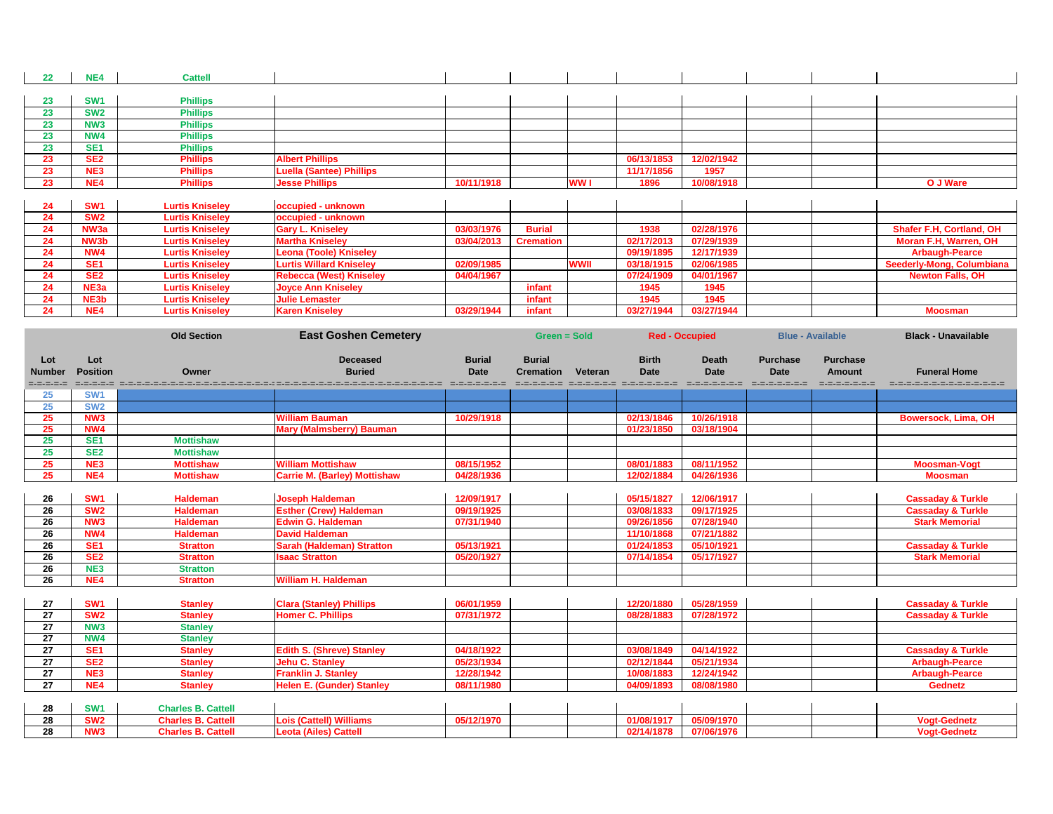| Lot Number | Lot Position | Owner | Deceased Buried | Burial Date | Burial Cremation | Veteran | Birth Date | Death Date | Purchase Date | Purchase Amount | Funeral Home |
|---|---|---|---|---|---|---|---|---|---|---|---|
| 22 | NE4 | Cattell | | | | | | | | | |
| 23 | SW1 | Phillips | | | | | | | | | |
| 23 | SW2 | Phillips | | | | | | | | | |
| 23 | NW3 | Phillips | | | | | | | | | |
| 23 | NW4 | Phillips | | | | | | | | | |
| 23 | SE1 | Phillips | | | | | | | | | |
| 23 | SE2 | Phillips | Albert Phillips | | | | 06/13/1853 | 12/02/1942 | | | |
| 23 | NE3 | Phillips | Luella (Santee) Phillips | | | | 11/17/1856 | 1957 | | | |
| 23 | NE4 | Phillips | Jesse Phillips | 10/11/1918 | | WW I | 1896 | 10/08/1918 | | | O J Ware |
| 24 | SW1 | Lurtis Kniseley | occupied - unknown | | | | | | | | |
| 24 | SW2 | Lurtis Kniseley | occupied - unknown | | | | | | | | |
| 24 | NW3a | Lurtis Kniseley | Gary L. Kniseley | 03/03/1976 | Burial | | 1938 | 02/28/1976 | | | Shafer F.H, Cortland, OH |
| 24 | NW3b | Lurtis Kniseley | Martha Kniseley | 03/04/2013 | Cremation | | 02/17/2013 | 07/29/1939 | | | Moran F.H, Warren, OH |
| 24 | NW4 | Lurtis Kniseley | Leona (Toole) Kniseley | | | | 09/19/1895 | 12/17/1939 | | | Arbaugh-Pearce |
| 24 | SE1 | Lurtis Kniseley | Lurtis Willard Kniseley | 02/09/1985 | | WWII | 03/18/1915 | 02/06/1985 | | | Seederly-Mong, Columbiana |
| 24 | SE2 | Lurtis Kniseley | Rebecca (West) Kniseley | 04/04/1967 | | | 07/24/1909 | 04/01/1967 | | | Newton Falls, OH |
| 24 | NE3a | Lurtis Kniseley | Joyce Ann Kniseley | | infant | | 1945 | 1945 | | | |
| 24 | NE3b | Lurtis Kniseley | Julie Lemaster | | infant | | 1945 | 1945 | | | |
| 24 | NE4 | Lurtis Kniseley | Karen Kniseley | 03/29/1944 | infant | | 03/27/1944 | 03/27/1944 | | | Moosman |

**Old Section — East Goshen Cemetery** — Green = Sold, Red - Occupied, Blue - Available, Black - Unavailable

| Lot Number | Lot Position | Owner | Deceased Buried | Burial Date | Burial Cremation | Veteran | Birth Date | Death Date | Purchase Date | Purchase Amount | Funeral Home |
|---|---|---|---|---|---|---|---|---|---|---|---|
| 25 | SW1 | | | | | | | | | | |
| 25 | SW2 | | | | | | | | | | |
| 25 | NW3 | | William Bauman | 10/29/1918 | | | 02/13/1846 | 10/26/1918 | | | Bowersock, Lima, OH |
| 25 | NW4 | | Mary (Malmsberry) Bauman | | | | 01/23/1850 | 03/18/1904 | | | |
| 25 | SE1 | Mottishaw | | | | | | | | | |
| 25 | SE2 | Mottishaw | | | | | | | | | |
| 25 | NE3 | Mottishaw | William Mottishaw | 08/15/1952 | | | 08/01/1883 | 08/11/1952 | | | Moosman-Vogt |
| 25 | NE4 | Mottishaw | Carrie M. (Barley) Mottishaw | 04/28/1936 | | | 12/02/1884 | 04/26/1936 | | | Moosman |
| 26 | SW1 | Haldeman | Joseph Haldeman | 12/09/1917 | | | 05/15/1827 | 12/06/1917 | | | Cassaday & Turkle |
| 26 | SW2 | Haldeman | Esther (Crew) Haldeman | 09/19/1925 | | | 03/08/1833 | 09/17/1925 | | | Cassaday & Turkle |
| 26 | NW3 | Haldeman | Edwin G. Haldeman | 07/31/1940 | | | 09/26/1856 | 07/28/1940 | | | Stark Memorial |
| 26 | NW4 | Haldeman | David Haldeman | | | | 11/10/1868 | 07/21/1882 | | | |
| 26 | SE1 | Stratton | Sarah (Haldeman) Stratton | 05/13/1921 | | | 01/24/1853 | 05/10/1921 | | | Cassaday & Turkle |
| 26 | SE2 | Stratton | Isaac Stratton | 05/20/1927 | | | 07/14/1854 | 05/17/1927 | | | Stark Memorial |
| 26 | NE3 | Stratton | | | | | | | | | |
| 26 | NE4 | Stratton | William H. Haldeman | | | | | | | | |
| 27 | SW1 | Stanley | Clara (Stanley) Phillips | 06/01/1959 | | | 12/20/1880 | 05/28/1959 | | | Cassaday & Turkle |
| 27 | SW2 | Stanley | Homer C. Phillips | 07/31/1972 | | | 08/28/1883 | 07/28/1972 | | | Cassaday & Turkle |
| 27 | NW3 | Stanley | | | | | | | | | |
| 27 | NW4 | Stanley | | | | | | | | | |
| 27 | SE1 | Stanley | Edith S. (Shreve) Stanley | 04/18/1922 | | | 03/08/1849 | 04/14/1922 | | | Cassaday & Turkle |
| 27 | SE2 | Stanley | Jehu C. Stanley | 05/23/1934 | | | 02/12/1844 | 05/21/1934 | | | Arbaugh-Pearce |
| 27 | NE3 | Stanley | Franklin J. Stanley | 12/28/1942 | | | 10/08/1883 | 12/24/1942 | | | Arbaugh-Pearce |
| 27 | NE4 | Stanley | Helen E. (Gunder) Stanley | 08/11/1980 | | | 04/09/1893 | 08/08/1980 | | | Gednetz |
| 28 | SW1 | Charles B. Cattell | | | | | | | | | |
| 28 | SW2 | Charles B. Cattell | Lois (Cattell) Williams | 05/12/1970 | | | 01/08/1917 | 05/09/1970 | | | Vogt-Gednetz |
| 28 | NW3 | Charles B. Cattell | Leota (Ailes) Cattell | | | | 02/14/1878 | 07/06/1976 | | | Vogt-Gednetz |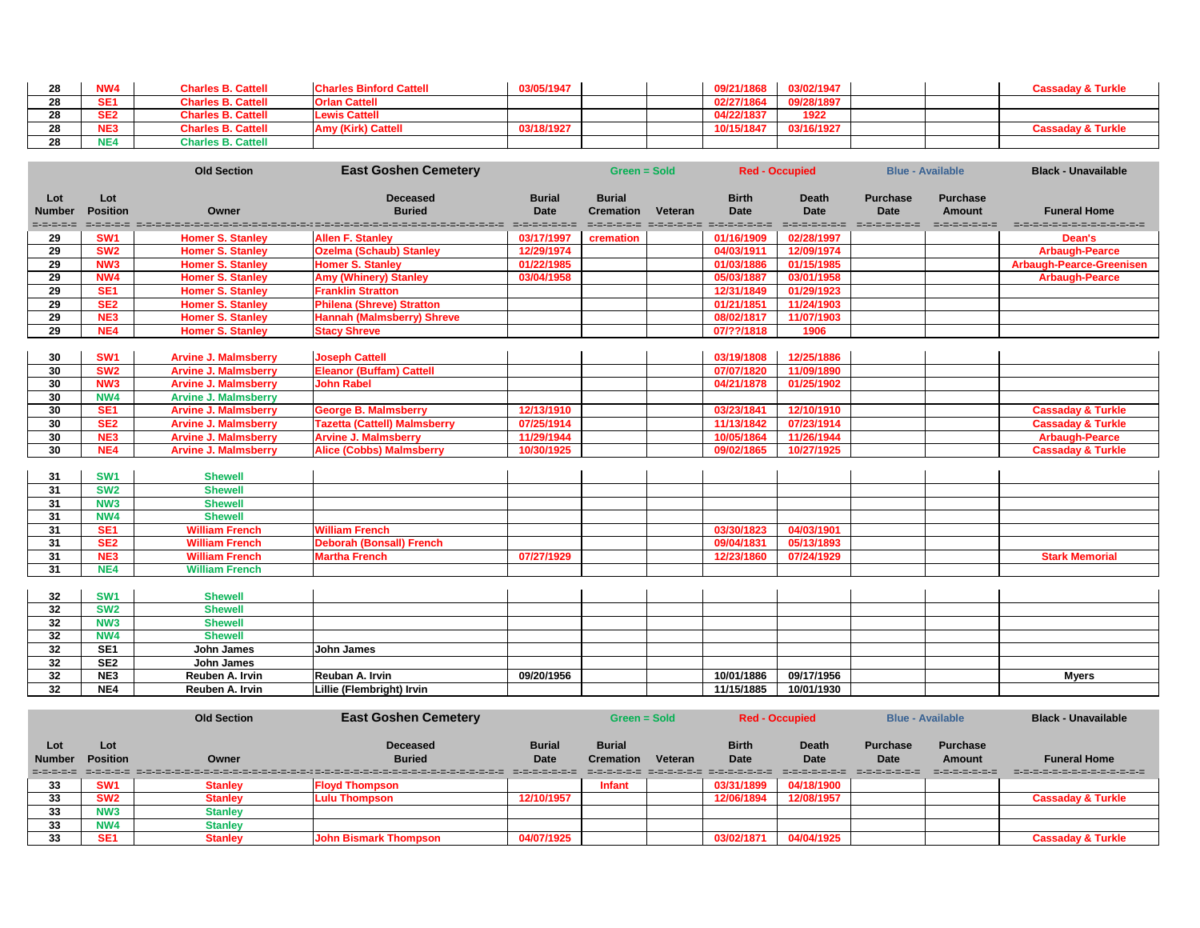| Lot Number | Lot Position | Owner | Deceased Buried | Burial Date | Burial Cremation | Veteran | Birth Date | Death Date | Purchase Date | Purchase Amount | Funeral Home |
|---|---|---|---|---|---|---|---|---|---|---|---|
| 28 | NW4 | Charles B. Cattell | Charles Binford Cattell | 03/05/1947 | | | 09/21/1868 | 03/02/1947 | | | Cassaday & Turkle |
| 28 | SE1 | Charles B. Cattell | Orlan Cattell | | | | 02/27/1864 | 09/28/1897 | | | |
| 28 | SE2 | Charles B. Cattell | Lewis Cattell | | | | 04/22/1837 | 1922 | | | |
| 28 | NE3 | Charles B. Cattell | Amy (Kirk) Cattell | 03/18/1927 | | | 10/15/1847 | 03/16/1927 | | | Cassaday & Turkle |
| 28 | NE4 | Charles B. Cattell | | | | | | | | | |

Old Section — East Goshen Cemetery — Green = Sold — Red - Occupied — Blue - Available — Black - Unavailable

| Lot Number | Lot Position | Owner | Deceased Buried | Burial Date | Burial Cremation | Veteran | Birth Date | Death Date | Purchase Date | Purchase Amount | Funeral Home |
|---|---|---|---|---|---|---|---|---|---|---|---|
| 29 | SW1 | Homer S. Stanley | Allen F. Stanley | 03/17/1997 | cremation | | 01/16/1909 | 02/28/1997 | | | Dean's |
| 29 | SW2 | Homer S. Stanley | Ozelma (Schaub) Stanley | 12/29/1974 | | | 04/03/1911 | 12/09/1974 | | | Arbaugh-Pearce |
| 29 | NW3 | Homer S. Stanley | Homer S. Stanley | 01/22/1985 | | | 01/03/1886 | 01/15/1985 | | | Arbaugh-Pearce-Greenisen |
| 29 | NW4 | Homer S. Stanley | Amy (Whinery) Stanley | 03/04/1958 | | | 05/03/1887 | 03/01/1958 | | | Arbaugh-Pearce |
| 29 | SE1 | Homer S. Stanley | Franklin Stratton | | | | 12/31/1849 | 01/29/1923 | | | |
| 29 | SE2 | Homer S. Stanley | Philena (Shreve) Stratton | | | | 01/21/1851 | 11/24/1903 | | | |
| 29 | NE3 | Homer S. Stanley | Hannah (Malmsberry) Shreve | | | | 08/02/1817 | 11/07/1903 | | | |
| 29 | NE4 | Homer S. Stanley | Stacy Shreve | | | | 07/??/1818 | 1906 | | | |
| 30 | SW1 | Arvine J. Malmsberry | Joseph Cattell | | | | 03/19/1808 | 12/25/1886 | | | |
| 30 | SW2 | Arvine J. Malmsberry | Eleanor (Buffam) Cattell | | | | 07/07/1820 | 11/09/1890 | | | |
| 30 | NW3 | Arvine J. Malmsberry | John Rabel | | | | 04/21/1878 | 01/25/1902 | | | |
| 30 | NW4 | Arvine J. Malmsberry | | | | | | | | | |
| 30 | SE1 | Arvine J. Malmsberry | George B. Malmsberry | 12/13/1910 | | | 03/23/1841 | 12/10/1910 | | | Cassaday & Turkle |
| 30 | SE2 | Arvine J. Malmsberry | Tazetta (Cattell) Malmsberry | 07/25/1914 | | | 11/13/1842 | 07/23/1914 | | | Cassaday & Turkle |
| 30 | NE3 | Arvine J. Malmsberry | Arvine J. Malmsberry | 11/29/1944 | | | 10/05/1864 | 11/26/1944 | | | Arbaugh-Pearce |
| 30 | NE4 | Arvine J. Malmsberry | Alice (Cobbs) Malmsberry | 10/30/1925 | | | 09/02/1865 | 10/27/1925 | | | Cassaday & Turkle |
| 31 | SW1 | Shewell | | | | | | | | | |
| 31 | SW2 | Shewell | | | | | | | | | |
| 31 | NW3 | Shewell | | | | | | | | | |
| 31 | NW4 | Shewell | | | | | | | | | |
| 31 | SE1 | William French | William French | | | | 03/30/1823 | 04/03/1901 | | | |
| 31 | SE2 | William French | Deborah (Bonsall) French | | | | 09/04/1831 | 05/13/1893 | | | |
| 31 | NE3 | William French | Martha French | 07/27/1929 | | | 12/23/1860 | 07/24/1929 | | | Stark Memorial |
| 31 | NE4 | William French | | | | | | | | | |
| 32 | SW1 | Shewell | | | | | | | | | |
| 32 | SW2 | Shewell | | | | | | | | | |
| 32 | NW3 | Shewell | | | | | | | | | |
| 32 | NW4 | Shewell | | | | | | | | | |
| 32 | SE1 | John James | John James | | | | | | | | |
| 32 | SE2 | John James | | | | | | | | | |
| 32 | NE3 | Reuben A. Irvin | Reuban A. Irvin | 09/20/1956 | | | 10/01/1886 | 09/17/1956 | | | Myers |
| 32 | NE4 | Reuben A. Irvin | Lillie (Flembright) Irvin | | | | 11/15/1885 | 10/01/1930 | | | |

Old Section — East Goshen Cemetery — Green = Sold — Red - Occupied — Blue - Available — Black - Unavailable

| Lot Number | Lot Position | Owner | Deceased Buried | Burial Date | Burial Cremation | Veteran | Birth Date | Death Date | Purchase Date | Purchase Amount | Funeral Home |
|---|---|---|---|---|---|---|---|---|---|---|---|
| 33 | SW1 | Stanley | Floyd Thompson | | Infant | | 03/31/1899 | 04/18/1900 | | | |
| 33 | SW2 | Stanley | Lulu Thompson | 12/10/1957 | | | 12/06/1894 | 12/08/1957 | | | Cassaday & Turkle |
| 33 | NW3 | Stanley | | | | | | | | | |
| 33 | NW4 | Stanley | | | | | | | | | |
| 33 | SE1 | Stanley | John Bismark Thompson | 04/07/1925 | | | 03/02/1871 | 04/04/1925 | | | Cassaday & Turkle |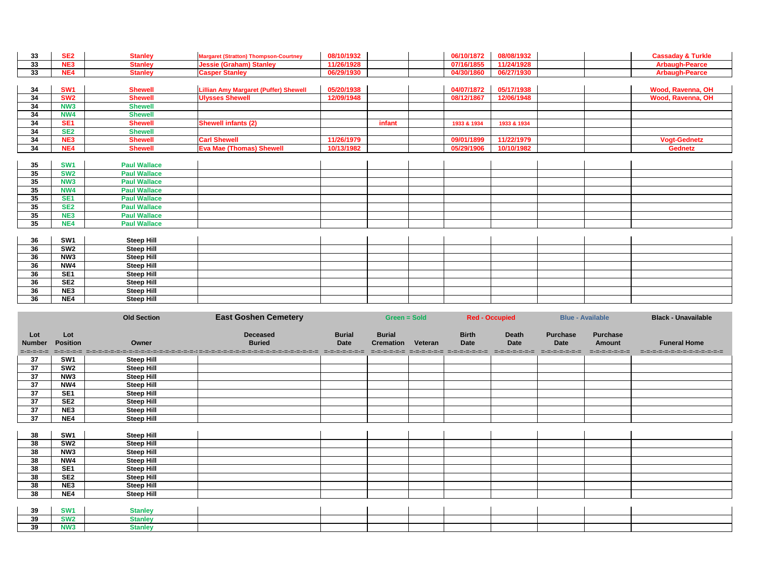| Lot Number | Lot Position | Owner | Deceased Buried | Burial Date | Burial Cremation | Veteran | Birth Date | Death Date | Purchase Date | Purchase Amount | Funeral Home |
|---|---|---|---|---|---|---|---|---|---|---|---|
| 33 | SE2 | Stanley | Margaret (Stratton) Thompson-Courtney | 08/10/1932 | | | 06/10/1872 | 08/08/1932 | | | Cassaday & Turkle |
| 33 | NE3 | Stanley | Jessie (Graham) Stanley | 11/26/1928 | | | 07/16/1855 | 11/24/1928 | | | Arbaugh-Pearce |
| 33 | NE4 | Stanley | Casper Stanley | 06/29/1930 | | | 04/30/1860 | 06/27/1930 | | | Arbaugh-Pearce |
| 34 | SW1 | Shewell | Lillian Amy Margaret (Puffer) Shewell | 05/20/1938 | | | 04/07/1872 | 05/17/1938 | | | Wood, Ravenna, OH |
| 34 | SW2 | Shewell | Ulysses Shewell | 12/09/1948 | | | 08/12/1867 | 12/06/1948 | | | Wood, Ravenna, OH |
| 34 | NW3 | Shewell | | | | | | | | | |
| 34 | NW4 | Shewell | | | | | | | | | |
| 34 | SE1 | Shewell | Shewell infants (2) | | infant | | 1933 & 1934 | 1933 & 1934 | | | |
| 34 | SE2 | Shewell | | | | | | | | | |
| 34 | NE3 | Shewell | Carl Shewell | 11/26/1979 | | | 09/01/1899 | 11/22/1979 | | | Vogt-Gednetz |
| 34 | NE4 | Shewell | Eva Mae (Thomas) Shewell | 10/13/1982 | | | 05/29/1906 | 10/10/1982 | | | Gednetz |
| 35 | SW1 | Paul Wallace | | | | | | | | | |
| 35 | SW2 | Paul Wallace | | | | | | | | | |
| 35 | NW3 | Paul Wallace | | | | | | | | | |
| 35 | NW4 | Paul Wallace | | | | | | | | | |
| 35 | SE1 | Paul Wallace | | | | | | | | | |
| 35 | SE2 | Paul Wallace | | | | | | | | | |
| 35 | NE3 | Paul Wallace | | | | | | | | | |
| 35 | NE4 | Paul Wallace | | | | | | | | | |
| 36 | SW1 | Steep Hill | | | | | | | | | |
| 36 | SW2 | Steep Hill | | | | | | | | | |
| 36 | NW3 | Steep Hill | | | | | | | | | |
| 36 | NW4 | Steep Hill | | | | | | | | | |
| 36 | SE1 | Steep Hill | | | | | | | | | |
| 36 | SE2 | Steep Hill | | | | | | | | | |
| 36 | NE3 | Steep Hill | | | | | | | | | |
| 36 | NE4 | Steep Hill | | | | | | | | | |

**Old Section** — **East Goshen Cemetery** — Green = Sold — Red - Occupied — Blue - Available — Black - Unavailable

| Lot Number | Lot Position | Owner | Deceased Buried | Burial Date | Burial Cremation | Veteran | Birth Date | Death Date | Purchase Date | Purchase Amount | Funeral Home |
|---|---|---|---|---|---|---|---|---|---|---|---|
| 37 | SW1 | Steep Hill | | | | | | | | | |
| 37 | SW2 | Steep Hill | | | | | | | | | |
| 37 | NW3 | Steep Hill | | | | | | | | | |
| 37 | NW4 | Steep Hill | | | | | | | | | |
| 37 | SE1 | Steep Hill | | | | | | | | | |
| 37 | SE2 | Steep Hill | | | | | | | | | |
| 37 | NE3 | Steep Hill | | | | | | | | | |
| 37 | NE4 | Steep Hill | | | | | | | | | |
| 38 | SW1 | Steep Hill | | | | | | | | | |
| 38 | SW2 | Steep Hill | | | | | | | | | |
| 38 | NW3 | Steep Hill | | | | | | | | | |
| 38 | NW4 | Steep Hill | | | | | | | | | |
| 38 | SE1 | Steep Hill | | | | | | | | | |
| 38 | SE2 | Steep Hill | | | | | | | | | |
| 38 | NE3 | Steep Hill | | | | | | | | | |
| 38 | NE4 | Steep Hill | | | | | | | | | |
| 39 | SW1 | Stanley | | | | | | | | | |
| 39 | SW2 | Stanley | | | | | | | | | |
| 39 | NW3 | Stanley | | | | | | | | | |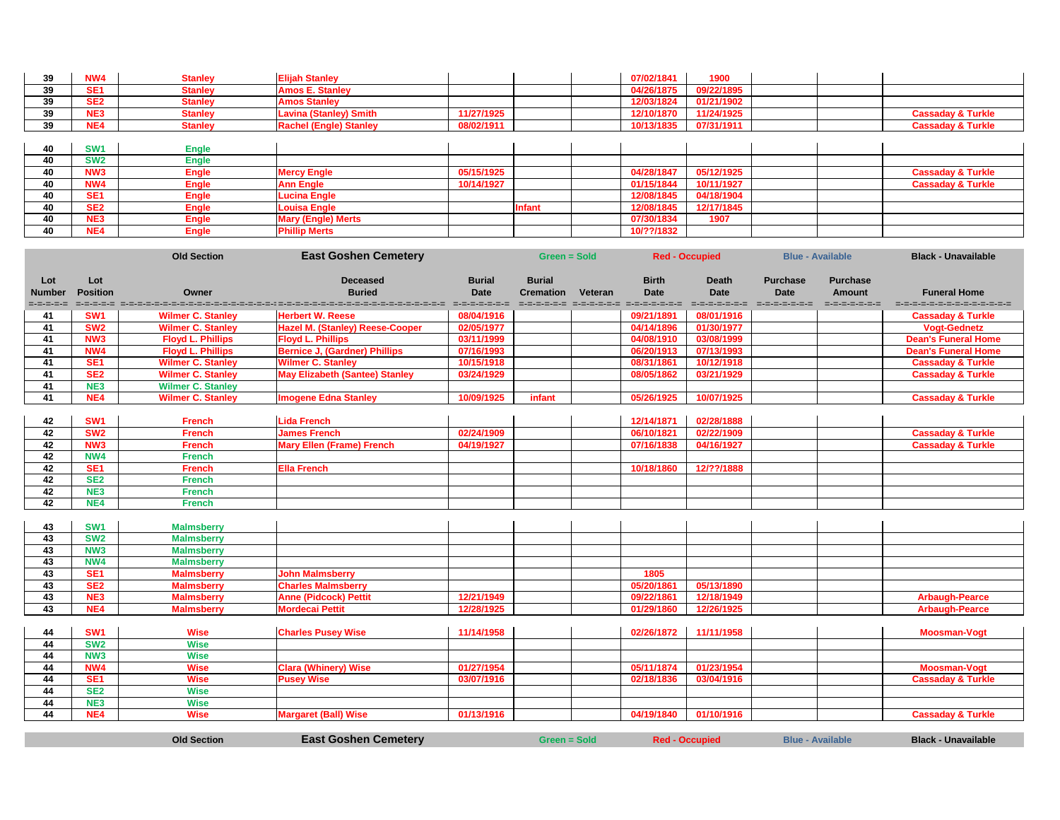| Lot Number | Lot Position | Owner | Deceased Buried | Burial Date | Burial Cremation | Veteran | Birth Date | Death Date | Purchase Date | Purchase Amount | Funeral Home |
|---|---|---|---|---|---|---|---|---|---|---|---|
| 39 | NW4 | Stanley | Elijah Stanley | | | | 07/02/1841 | 1900 | | | |
| 39 | SE1 | Stanley | Amos E. Stanley | | | | 04/26/1875 | 09/22/1895 | | | |
| 39 | SE2 | Stanley | Amos Stanley | | | | 12/03/1824 | 01/21/1902 | | | |
| 39 | NE3 | Stanley | Lavina (Stanley) Smith | 11/27/1925 | | | 12/10/1870 | 11/24/1925 | | | Cassaday & Turkle |
| 39 | NE4 | Stanley | Rachel (Engle) Stanley | 08/02/1911 | | | 10/13/1835 | 07/31/1911 | | | Cassaday & Turkle |
| | | | | | | | | | | | |
| 40 | SW1 | Engle | | | | | | | | | |
| 40 | SW2 | Engle | | | | | | | | | |
| 40 | NW3 | Engle | Mercy Engle | 05/15/1925 | | | 04/28/1847 | 05/12/1925 | | | Cassaday & Turkle |
| 40 | NW4 | Engle | Ann Engle | 10/14/1927 | | | 01/15/1844 | 10/11/1927 | | | Cassaday & Turkle |
| 40 | SE1 | Engle | Lucina Engle | | | | 12/08/1845 | 04/18/1904 | | | |
| 40 | SE2 | Engle | Louisa Engle | | Infant | | 12/08/1845 | 12/17/1845 | | | |
| 40 | NE3 | Engle | Mary (Engle) Merts | | | | 07/30/1834 | 1907 | | | |
| 40 | NE4 | Engle | Phillip Merts | | | | 10/??/1832 | | | | |

| | | Old Section | East Goshen Cemetery | | Green = Sold | | Red - Occupied | | Blue - Available | | Black - Unavailable |
|---|---|---|---|---|---|---|---|---|---|---|---|
| **Lot Number** | **Lot Position** | **Owner** | **Deceased Buried** | **Burial Date** | **Burial Cremation** | **Veteran** | **Birth Date** | **Death Date** | **Purchase Date** | **Purchase Amount** | **Funeral Home** |
| 41 | SW1 | Wilmer C. Stanley | Herbert W. Reese | 08/04/1916 | | | 09/21/1891 | 08/01/1916 | | | Cassaday & Turkle |
| 41 | SW2 | Wilmer C. Stanley | Hazel M. (Stanley) Reese-Cooper | 02/05/1977 | | | 04/14/1896 | 01/30/1977 | | | Vogt-Gednetz |
| 41 | NW3 | Floyd L. Phillips | Floyd L. Phillips | 03/11/1999 | | | 04/08/1910 | 03/08/1999 | | | Dean's Funeral Home |
| 41 | NW4 | Floyd L. Phillips | Bernice J, (Gardner) Phillips | 07/16/1993 | | | 06/20/1913 | 07/13/1993 | | | Dean's Funeral Home |
| 41 | SE1 | Wilmer C. Stanley | Wilmer C. Stanley | 10/15/1918 | | | 08/31/1861 | 10/12/1918 | | | Cassaday & Turkle |
| 41 | SE2 | Wilmer C. Stanley | May Elizabeth (Santee) Stanley | 03/24/1929 | | | 08/05/1862 | 03/21/1929 | | | Cassaday & Turkle |
| 41 | NE3 | Wilmer C. Stanley | | | | | | | | | |
| 41 | NE4 | Wilmer C. Stanley | Imogene Edna Stanley | 10/09/1925 | infant | | 05/26/1925 | 10/07/1925 | | | Cassaday & Turkle |
| | | | | | | | | | | | |
| 42 | SW1 | French | Lida French | | | | 12/14/1871 | 02/28/1888 | | | |
| 42 | SW2 | French | James French | 02/24/1909 | | | 06/10/1821 | 02/22/1909 | | | Cassaday & Turkle |
| 42 | NW3 | French | Mary Ellen (Frame) French | 04/19/1927 | | | 07/16/1838 | 04/16/1927 | | | Cassaday & Turkle |
| 42 | NW4 | French | | | | | | | | | |
| 42 | SE1 | French | Ella French | | | | 10/18/1860 | 12/??/1888 | | | |
| 42 | SE2 | French | | | | | | | | | |
| 42 | NE3 | French | | | | | | | | | |
| 42 | NE4 | French | | | | | | | | | |
| | | | | | | | | | | | |
| 43 | SW1 | Malmsberry | | | | | | | | | |
| 43 | SW2 | Malmsberry | | | | | | | | | |
| 43 | NW3 | Malmsberry | | | | | | | | | |
| 43 | NW4 | Malmsberry | | | | | | | | | |
| 43 | SE1 | Malmsberry | John Malmsberry | | | | 1805 | | | | |
| 43 | SE2 | Malmsberry | Charles Malmsberry | | | | 05/20/1861 | 05/13/1890 | | | |
| 43 | NE3 | Malmsberry | Anne (Pidcock) Pettit | 12/21/1949 | | | 09/22/1861 | 12/18/1949 | | | Arbaugh-Pearce |
| 43 | NE4 | Malmsberry | Mordecai Pettit | 12/28/1925 | | | 01/29/1860 | 12/26/1925 | | | Arbaugh-Pearce |
| | | | | | | | | | | | |
| 44 | SW1 | Wise | Charles Pusey Wise | 11/14/1958 | | | 02/26/1872 | 11/11/1958 | | | Moosman-Vogt |
| 44 | SW2 | Wise | | | | | | | | | |
| 44 | NW3 | Wise | | | | | | | | | |
| 44 | NW4 | Wise | Clara (Whinery) Wise | 01/27/1954 | | | 05/11/1874 | 01/23/1954 | | | Moosman-Vogt |
| 44 | SE1 | Wise | Pusey Wise | 03/07/1916 | | | 02/18/1836 | 03/04/1916 | | | Cassaday & Turkle |
| 44 | SE2 | Wise | | | | | | | | | |
| 44 | NE3 | Wise | | | | | | | | | |
| 44 | NE4 | Wise | Margaret (Ball) Wise | 01/13/1916 | | | 04/19/1840 | 01/10/1916 | | | Cassaday & Turkle |

Old Section — East Goshen Cemetery — Green = Sold — Red - Occupied — Blue - Available — Black - Unavailable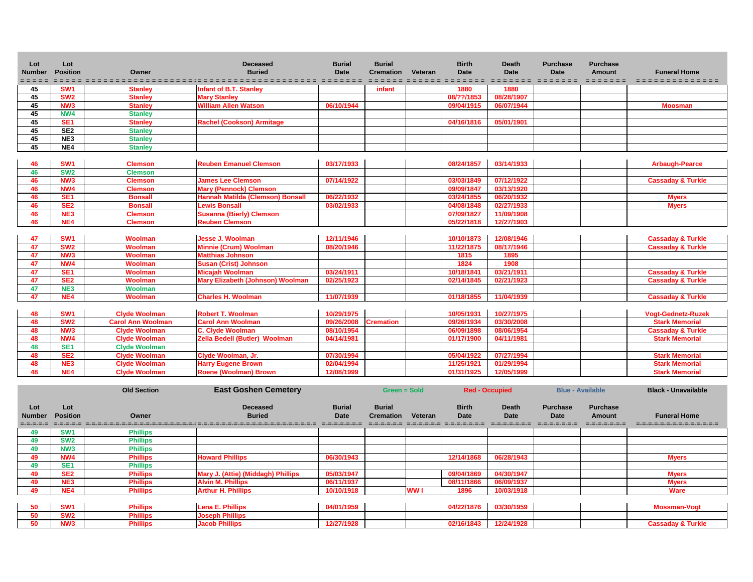| Lot Number | Lot Position | Owner | Deceased Buried | Burial Date | Burial Cremation | Veteran | Birth Date | Death Date | Purchase Date | Purchase Amount | Funeral Home |
|---|---|---|---|---|---|---|---|---|---|---|---|
| 45 | SW1 | Stanley | Infant of B.T. Stanley | | infant | | 1880 | 1880 | | | |
| 45 | SW2 | Stanley | Mary Stanley | | | | 08/??/1853 | 08/28/1907 | | | |
| 45 | NW3 | Stanley | William Allen Watson | 06/10/1944 | | | 09/04/1915 | 06/07/1944 | | | Moosman |
| 45 | NW4 | Stanley | | | | | | | | | |
| 45 | SE1 | Stanley | Rachel (Cookson) Armitage | | | | 04/16/1816 | 05/01/1901 | | | |
| 45 | SE2 | Stanley | | | | | | | | | |
| 45 | NE3 | Stanley | | | | | | | | | |
| 45 | NE4 | Stanley | | | | | | | | | |
| 46 | SW1 | Clemson | Reuben Emanuel Clemson | 03/17/1933 | | | 08/24/1857 | 03/14/1933 | | | Arbaugh-Pearce |
| 46 | SW2 | Clemson | | | | | | | | | |
| 46 | NW3 | Clemson | James Lee Clemson | 07/14/1922 | | | 03/03/1849 | 07/12/1922 | | | Cassaday & Turkle |
| 46 | NW4 | Clemson | Mary (Pennock) Clemson | | | | 09/09/1847 | 03/13/1920 | | | |
| 46 | SE1 | Bonsall | Hannah Matilda (Clemson) Bonsall | 06/22/1932 | | | 03/24/1855 | 06/20/1932 | | | Myers |
| 46 | SE2 | Bonsall | Lewis Bonsall | 03/02/1933 | | | 04/08/1848 | 02/27/1933 | | | Myers |
| 46 | NE3 | Clemson | Susanna (Bierly) Clemson | | | | 07/09/1827 | 11/09/1908 | | | |
| 46 | NE4 | Clemson | Reuben Clemson | | | | 05/22/1818 | 12/27/1903 | | | |
| 47 | SW1 | Woolman | Jesse J. Woolman | 12/11/1946 | | | 10/10/1873 | 12/08/1946 | | | Cassaday & Turkle |
| 47 | SW2 | Woolman | Minnie (Crum) Woolman | 08/20/1946 | | | 11/22/1875 | 08/17/1946 | | | Cassaday & Turkle |
| 47 | NW3 | Woolman | Matthias Johnson | | | | 1815 | 1895 | | | |
| 47 | NW4 | Woolman | Susan (Crist) Johnson | | | | 1824 | 1908 | | | |
| 47 | SE1 | Woolman | Micajah Woolman | 03/24/1911 | | | 10/18/1841 | 03/21/1911 | | | Cassaday & Turkle |
| 47 | SE2 | Woolman | Mary Elizabeth (Johnson) Woolman | 02/25/1923 | | | 02/14/1845 | 02/21/1923 | | | Cassaday & Turkle |
| 47 | NE3 | Woolman | | | | | | | | | |
| 47 | NE4 | Woolman | Charles H. Woolman | 11/07/1939 | | | 01/18/1855 | 11/04/1939 | | | Cassaday & Turkle |
| 48 | SW1 | Clyde Woolman | Robert T. Woolman | 10/29/1975 | | | 10/05/1931 | 10/27/1975 | | | Vogt-Gednetz-Ruzek |
| 48 | SW2 | Carol Ann Woolman | Carol Ann Woolman | 09/26/2008 | Cremation | | 09/26/1934 | 03/30/2008 | | | Stark Memorial |
| 48 | NW3 | Clyde Woolman | C. Clyde Woolman | 08/10/1954 | | | 06/09/1898 | 08/06/1954 | | | Cassaday & Turkle |
| 48 | NW4 | Clyde Woolman | Zella Bedell (Butler) Woolman | 04/14/1981 | | | 01/17/1900 | 04/11/1981 | | | Stark Memorial |
| 48 | SE1 | Clyde Woolman | | | | | | | | | |
| 48 | SE2 | Clyde Woolman | Clyde Woolman, Jr. | 07/30/1994 | | | 05/04/1922 | 07/27/1994 | | | Stark Memorial |
| 48 | NE3 | Clyde Woolman | Harry Eugene Brown | 02/04/1994 | | | 11/25/1921 | 01/29/1994 | | | Stark Memorial |
| 48 | NE4 | Clyde Woolman | Roene (Woolman) Brown | 12/08/1999 | | | 01/31/1925 | 12/05/1999 | | | Stark Memorial |

| | | Old Section | East Goshen Cemetery | | Green = Sold | | Red - Occupied | | Blue - Available | | Black - Unavailable |
|---|---|---|---|---|---|---|---|---|---|---|---|
| **Lot Number** | **Lot Position** | **Owner** | **Deceased Buried** | **Burial Date** | **Burial Cremation** | **Veteran** | **Birth Date** | **Death Date** | **Purchase Date** | **Purchase Amount** | **Funeral Home** |
| 49 | SW1 | Phillips | | | | | | | | | |
| 49 | SW2 | Phillips | | | | | | | | | |
| 49 | NW3 | Phillips | | | | | | | | | |
| 49 | NW4 | Phillips | Howard Phillips | 06/30/1943 | | | 12/14/1868 | 06/28/1943 | | | Myers |
| 49 | SE1 | Phillips | | | | | | | | | |
| 49 | SE2 | Phillips | Mary J. (Attie) (Middagh) Phillips | 05/03/1947 | | | 09/04/1869 | 04/30/1947 | | | Myers |
| 49 | NE3 | Phillips | Alvin M. Phillips | 06/11/1937 | | | 08/11/1866 | 06/09/1937 | | | Myers |
| 49 | NE4 | Phillips | Arthur H. Phillips | 10/10/1918 | | WW I | 1896 | 10/03/1918 | | | Ware |
| 50 | SW1 | Phillips | Lena E. Phillips | 04/01/1959 | | | 04/22/1876 | 03/30/1959 | | | Mossman-Vogt |
| 50 | SW2 | Phillips | Joseph Phillips | | | | | | | | |
| 50 | NW3 | Phillips | Jacob Phillips | 12/27/1928 | | | 02/16/1843 | 12/24/1928 | | | Cassaday & Turkle |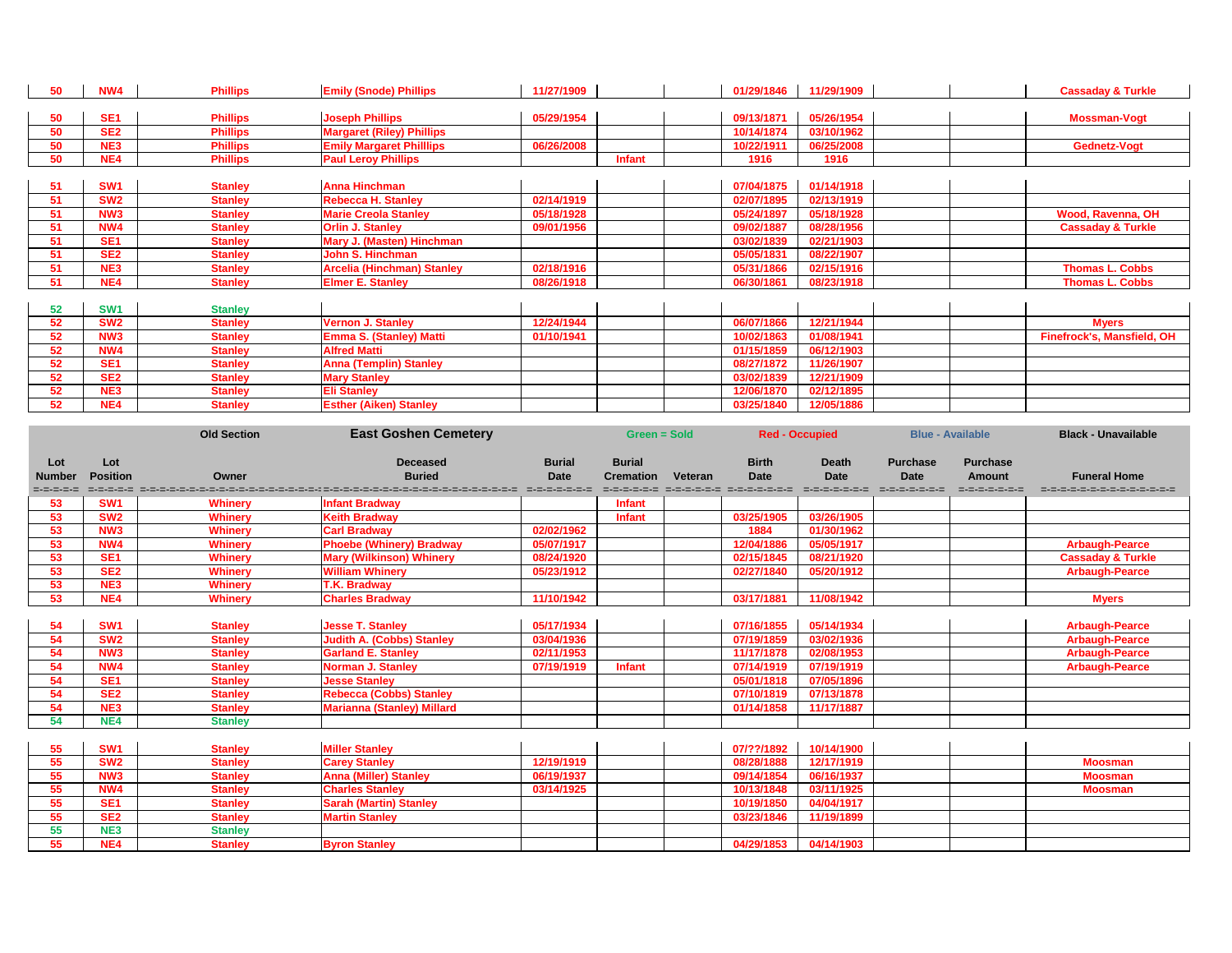| Lot Number | Lot Position | Owner | Deceased Buried | Burial Date | Burial Cremation | Veteran | Birth Date | Death Date | Purchase Date | Purchase Amount | Funeral Home |
|---|---|---|---|---|---|---|---|---|---|---|---|
| 50 | NW4 | Phillips | Emily (Snode) Phillips | 11/27/1909 | | | 01/29/1846 | 11/29/1909 | | | Cassaday & Turkle |
| 50 | SE1 | Phillips | Joseph Phillips | 05/29/1954 | | | 09/13/1871 | 05/26/1954 | | | Mossman-Vogt |
| 50 | SE2 | Phillips | Margaret (Riley) Phillips | | | | 10/14/1874 | 03/10/1962 | | | |
| 50 | NE3 | Phillips | Emily Margaret Philllips | 06/26/2008 | | | 10/22/1911 | 06/25/2008 | | | Gednetz-Vogt |
| 50 | NE4 | Phillips | Paul Leroy Phillips | | Infant | | 1916 | 1916 | | | |
| 51 | SW1 | Stanley | Anna Hinchman | | | | 07/04/1875 | 01/14/1918 | | | |
| 51 | SW2 | Stanley | Rebecca H. Stanley | 02/14/1919 | | | 02/07/1895 | 02/13/1919 | | | |
| 51 | NW3 | Stanley | Marie Creola Stanley | 05/18/1928 | | | 05/24/1897 | 05/18/1928 | | | Wood, Ravenna, OH |
| 51 | NW4 | Stanley | Orlin J. Stanley | 09/01/1956 | | | 09/02/1887 | 08/28/1956 | | | Cassaday & Turkle |
| 51 | SE1 | Stanley | Mary J. (Masten) Hinchman | | | | 03/02/1839 | 02/21/1903 | | | |
| 51 | SE2 | Stanley | John S. Hinchman | | | | 05/05/1831 | 08/22/1907 | | | |
| 51 | NE3 | Stanley | Arcelia (Hinchman) Stanley | 02/18/1916 | | | 05/31/1866 | 02/15/1916 | | | Thomas L. Cobbs |
| 51 | NE4 | Stanley | Elmer E. Stanley | 08/26/1918 | | | 06/30/1861 | 08/23/1918 | | | Thomas L. Cobbs |
| 52 | SW1 | Stanley | | | | | | | | | |
| 52 | SW2 | Stanley | Vernon J. Stanley | 12/24/1944 | | | 06/07/1866 | 12/21/1944 | | | Myers |
| 52 | NW3 | Stanley | Emma S. (Stanley) Matti | 01/10/1941 | | | 10/02/1863 | 01/08/1941 | | | Finefrock's, Mansfield, OH |
| 52 | NW4 | Stanley | Alfred Matti | | | | 01/15/1859 | 06/12/1903 | | | |
| 52 | SE1 | Stanley | Anna (Templin) Stanley | | | | 08/27/1872 | 11/26/1907 | | | |
| 52 | SE2 | Stanley | Mary Stanley | | | | 03/02/1839 | 12/21/1909 | | | |
| 52 | NE3 | Stanley | Eli Stanley | | | | 12/06/1870 | 02/12/1895 | | | |
| 52 | NE4 | Stanley | Esther (Aiken) Stanley | | | | 03/25/1840 | 12/05/1886 | | | |

Old Section — **East Goshen Cemetery** — Green = Sold — Red - Occupied — Blue - Available — Black - Unavailable

| Lot Number | Lot Position | Owner | Deceased Buried | Burial Date | Burial Cremation | Veteran | Birth Date | Death Date | Purchase Date | Purchase Amount | Funeral Home |
|---|---|---|---|---|---|---|---|---|---|---|---|
| 53 | SW1 | Whinery | Infant Bradway | | Infant | | | | | | |
| 53 | SW2 | Whinery | Keith Bradway | | Infant | | 03/25/1905 | 03/26/1905 | | | |
| 53 | NW3 | Whinery | Carl Bradway | 02/02/1962 | | | 1884 | 01/30/1962 | | | |
| 53 | NW4 | Whinery | Phoebe (Whinery) Bradway | 05/07/1917 | | | 12/04/1886 | 05/05/1917 | | | Arbaugh-Pearce |
| 53 | SE1 | Whinery | Mary (Wilkinson) Whinery | 08/24/1920 | | | 02/15/1845 | 08/21/1920 | | | Cassaday & Turkle |
| 53 | SE2 | Whinery | William Whinery | 05/23/1912 | | | 02/27/1840 | 05/20/1912 | | | Arbaugh-Pearce |
| 53 | NE3 | Whinery | T.K. Bradway | | | | | | | | |
| 53 | NE4 | Whinery | Charles Bradway | 11/10/1942 | | | 03/17/1881 | 11/08/1942 | | | Myers |
| 54 | SW1 | Stanley | Jesse T. Stanley | 05/17/1934 | | | 07/16/1855 | 05/14/1934 | | | Arbaugh-Pearce |
| 54 | SW2 | Stanley | Judith A. (Cobbs) Stanley | 03/04/1936 | | | 07/19/1859 | 03/02/1936 | | | Arbaugh-Pearce |
| 54 | NW3 | Stanley | Garland E. Stanley | 02/11/1953 | | | 11/17/1878 | 02/08/1953 | | | Arbaugh-Pearce |
| 54 | NW4 | Stanley | Norman J. Stanley | 07/19/1919 | Infant | | 07/14/1919 | 07/19/1919 | | | Arbaugh-Pearce |
| 54 | SE1 | Stanley | Jesse Stanley | | | | 05/01/1818 | 07/05/1896 | | | |
| 54 | SE2 | Stanley | Rebecca (Cobbs) Stanley | | | | 07/10/1819 | 07/13/1878 | | | |
| 54 | NE3 | Stanley | Marianna (Stanley) Millard | | | | 01/14/1858 | 11/17/1887 | | | |
| 54 | NE4 | Stanley | | | | | | | | | |
| 55 | SW1 | Stanley | Miller Stanley | | | | 07/??/1892 | 10/14/1900 | | | |
| 55 | SW2 | Stanley | Carey Stanley | 12/19/1919 | | | 08/28/1888 | 12/17/1919 | | | Moosman |
| 55 | NW3 | Stanley | Anna (Miller) Stanley | 06/19/1937 | | | 09/14/1854 | 06/16/1937 | | | Moosman |
| 55 | NW4 | Stanley | Charles Stanley | 03/14/1925 | | | 10/13/1848 | 03/11/1925 | | | Moosman |
| 55 | SE1 | Stanley | Sarah (Martin) Stanley | | | | 10/19/1850 | 04/04/1917 | | | |
| 55 | SE2 | Stanley | Martin Stanley | | | | 03/23/1846 | 11/19/1899 | | | |
| 55 | NE3 | Stanley | | | | | | | | | |
| 55 | NE4 | Stanley | Byron Stanley | | | | 04/29/1853 | 04/14/1903 | | | |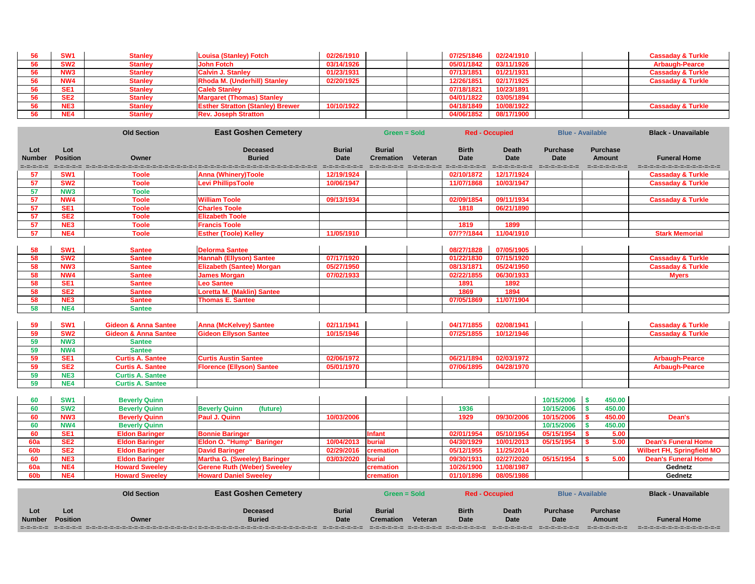| Lot Number | Lot Position | Owner | Deceased Buried | Burial Date | Burial Cremation | Veteran | Birth Date | Death Date | Purchase Date | Purchase Amount | Funeral Home |
|---|---|---|---|---|---|---|---|---|---|---|---|
| 56 | SW1 | Stanley | Louisa (Stanley) Fotch | 02/26/1910 | | | 07/25/1846 | 02/24/1910 | | | Cassaday & Turkle |
| 56 | SW2 | Stanley | John Fotch | 03/14/1926 | | | 05/01/1842 | 03/11/1926 | | | Arbaugh-Pearce |
| 56 | NW3 | Stanley | Calvin J. Stanley | 01/23/1931 | | | 07/13/1851 | 01/21/1931 | | | Cassaday & Turkle |
| 56 | NW4 | Stanley | Rhoda M. (Underhill) Stanley | 02/20/1925 | | | 12/26/1851 | 02/17/1925 | | | Cassaday & Turkle |
| 56 | SE1 | Stanley | Caleb Stanley | | | | 07/18/1821 | 10/23/1891 | | | |
| 56 | SE2 | Stanley | Margaret (Thomas) Stanley | | | | 04/01/1822 | 03/05/1894 | | | |
| 56 | NE3 | Stanley | Esther Stratton (Stanley) Brewer | 10/10/1922 | | | 04/18/1849 | 10/08/1922 | | | Cassaday & Turkle |
| 56 | NE4 | Stanley | Rev. Joseph Stratton | | | | 04/06/1852 | 08/17/1900 | | | |

Old Section — **East Goshen Cemetery** — Green = Sold — Red - Occupied — Blue - Available — Black - Unavailable

| Lot Number | Lot Position | Owner | Deceased Buried | Burial Date | Burial Cremation | Veteran | Birth Date | Death Date | Purchase Date | Purchase Amount | Funeral Home |
|---|---|---|---|---|---|---|---|---|---|---|---|
| 57 | SW1 | Toole | Anna (Whinery)Toole | 12/19/1924 | | | 02/10/1872 | 12/17/1924 | | | Cassaday & Turkle |
| 57 | SW2 | Toole | Levi PhillipsToole | 10/06/1947 | | | 11/07/1868 | 10/03/1947 | | | Cassaday & Turkle |
| 57 | NW3 | Toole | | | | | | | | | |
| 57 | NW4 | Toole | William Toole | 09/13/1934 | | | 02/09/1854 | 09/11/1934 | | | Cassaday & Turkle |
| 57 | SE1 | Toole | Charles Toole | | | | 1818 | 06/21/1890 | | | |
| 57 | SE2 | Toole | Elizabeth Toole | | | | | | | | |
| 57 | NE3 | Toole | Francis Toole | | | | 1819 | 1899 | | | |
| 57 | NE4 | Toole | Esther (Toole) Kelley | 11/05/1910 | | | 07/??/1844 | 11/04/1910 | | | Stark Memorial |
| 58 | SW1 | Santee | Delorma Santee | | | | 08/27/1828 | 07/05/1905 | | | |
| 58 | SW2 | Santee | Hannah (Ellyson) Santee | 07/17/1920 | | | 01/22/1830 | 07/15/1920 | | | Cassaday & Turkle |
| 58 | NW3 | Santee | Elizabeth (Santee) Morgan | 05/27/1950 | | | 08/13/1871 | 05/24/1950 | | | Cassaday & Turkle |
| 58 | NW4 | Santee | James Morgan | 07/02/1933 | | | 02/22/1855 | 06/30/1933 | | | Myers |
| 58 | SE1 | Santee | Leo Santee | | | | 1891 | 1892 | | | |
| 58 | SE2 | Santee | Loretta M. (Maklin) Santee | | | | 1869 | 1894 | | | |
| 58 | NE3 | Santee | Thomas E. Santee | | | | 07/05/1869 | 11/07/1904 | | | |
| 58 | NE4 | Santee | | | | | | | | | |
| 59 | SW1 | Gideon & Anna Santee | Anna (McKelvey) Santee | 02/11/1941 | | | 04/17/1855 | 02/08/1941 | | | Cassaday & Turkle |
| 59 | SW2 | Gideon & Anna Santee | Gideon Ellyson Santee | 10/15/1946 | | | 07/25/1855 | 10/12/1946 | | | Cassaday & Turkle |
| 59 | NW3 | Santee | | | | | | | | | |
| 59 | NW4 | Santee | | | | | | | | | |
| 59 | SE1 | Curtis A. Santee | Curtis Austin Santee | 02/06/1972 | | | 06/21/1894 | 02/03/1972 | | | Arbaugh-Pearce |
| 59 | SE2 | Curtis A. Santee | Florence (Ellyson) Santee | 05/01/1970 | | | 07/06/1895 | 04/28/1970 | | | Arbaugh-Pearce |
| 59 | NE3 | Curtis A. Santee | | | | | | | | | |
| 59 | NE4 | Curtis A. Santee | | | | | | | | | |
| 60 | SW1 | Beverly Quinn | | | | | | | 10/15/2006 | $ 450.00 | |
| 60 | SW2 | Beverly Quinn | Beverly Quinn (future) | | | | 1936 | | 10/15/2006 | $ 450.00 | |
| 60 | NW3 | Beverly Quinn | Paul J. Quinn | 10/03/2006 | | | 1929 | 09/30/2006 | 10/15/2006 | $ 450.00 | Dean's |
| 60 | NW4 | Beverly Quinn | | | | | | | 10/15/2006 | $ 450.00 | |
| 60 | SE1 | Eldon Baringer | Bonnie Baringer | | Infant | | 02/01/1954 | 05/10/1954 | 05/15/1954 | $ 5.00 | |
| 60a | SE2 | Eldon Baringer | Eldon O. "Hump" Baringer | 10/04/2013 | burial | | 04/30/1929 | 10/01/2013 | 05/15/1954 | $ 5.00 | Dean's Funeral Home |
| 60b | SE2 | Eldon Baringer | David Baringer | 02/29/2016 | cremation | | 05/12/1955 | 11/25/2014 | | | Wilbert FH, Springfield MO |
| 60 | NE3 | Eldon Baringer | Martha G. (Sweeley) Baringer | 03/03/2020 | burial | | 09/30/1931 | 02/27/2020 | 05/15/1954 | $ 5.00 | Dean's Funeral Home |
| 60a | NE4 | Howard Sweeley | Gerene Ruth (Weber) Sweeley | | cremation | | 10/26/1900 | 11/08/1987 | | | Gednetz |
| 60b | NE4 | Howard Sweeley | Howard Daniel Sweeley | | cremation | | 01/10/1896 | 08/05/1986 | | | Gednetz |

Old Section — **East Goshen Cemetery** — Green = Sold — Red - Occupied — Blue - Available — Black - Unavailable

| Lot Number | Lot Position | Owner | Deceased Buried | Burial Date | Burial Cremation | Veteran | Birth Date | Death Date | Purchase Date | Purchase Amount | Funeral Home |
|---|---|---|---|---|---|---|---|---|---|---|---|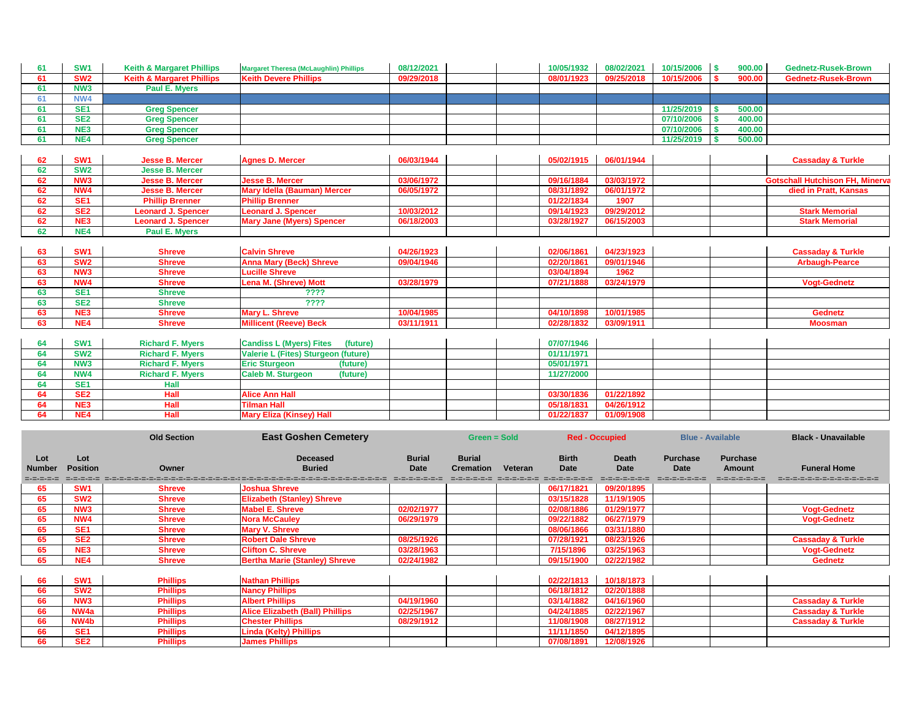| Lot Number | Lot Position | Owner | Deceased Buried | Burial Date | Burial Cremation | Veteran | Birth Date | Death Date | Purchase Date | Purchase Amount | Funeral Home |
|---|---|---|---|---|---|---|---|---|---|---|---|
| 61 | SW1 | Keith & Margaret Phillips | Margaret Theresa (McLaughlin) Phillips | 08/12/2021 | | | 10/05/1932 | 08/02/2021 | 10/15/2006 | $ 900.00 | Gednetz-Rusek-Brown |
| 61 | SW2 | Keith & Margaret Phillips | Keith Devere Phillips | 09/29/2018 | | | 08/01/1923 | 09/25/2018 | 10/15/2006 | $ 900.00 | Gednetz-Rusek-Brown |
| 61 | NW3 | Paul E. Myers | | | | | | | | | |
| 61 | NW4 | | | | | | | | | | |
| 61 | SE1 | Greg Spencer | | | | | | | 11/25/2019 | $ 500.00 | |
| 61 | SE2 | Greg Spencer | | | | | | | 07/10/2006 | $ 400.00 | |
| 61 | NE3 | Greg Spencer | | | | | | | 07/10/2006 | $ 400.00 | |
| 61 | NE4 | Greg Spencer | | | | | | | 11/25/2019 | $ 500.00 | |
| | | | | | | | | | | | |
| 62 | SW1 | Jesse B. Mercer | Agnes D. Mercer | 06/03/1944 | | | 05/02/1915 | 06/01/1944 | | | Cassaday & Turkle |
| 62 | SW2 | Jesse B. Mercer | | | | | | | | | |
| 62 | NW3 | Jesse B. Mercer | Jesse B. Mercer | 03/06/1972 | | | 09/16/1884 | 03/03/1972 | | | Gotschall Hutchison FH, Minerva |
| 62 | NW4 | Jesse B. Mercer | Mary Idella (Bauman) Mercer | 06/05/1972 | | | 08/31/1892 | 06/01/1972 | | | died in Pratt, Kansas |
| 62 | SE1 | Phillip Brenner | Phillip Brenner | | | | 01/22/1834 | 1907 | | | |
| 62 | SE2 | Leonard J. Spencer | Leonard J. Spencer | 10/03/2012 | | | 09/14/1923 | 09/29/2012 | | | Stark Memorial |
| 62 | NE3 | Leonard J. Spencer | Mary Jane (Myers) Spencer | 06/18/2003 | | | 03/28/1927 | 06/15/2003 | | | Stark Memorial |
| 62 | NE4 | Paul E. Myers | | | | | | | | | |
| | | | | | | | | | | | |
| 63 | SW1 | Shreve | Calvin Shreve | 04/26/1923 | | | 02/06/1861 | 04/23/1923 | | | Cassaday & Turkle |
| 63 | SW2 | Shreve | Anna Mary (Beck) Shreve | 09/04/1946 | | | 02/20/1861 | 09/01/1946 | | | Arbaugh-Pearce |
| 63 | NW3 | Shreve | Lucille Shreve | | | | 03/04/1894 | 1962 | | | |
| 63 | NW4 | Shreve | Lena M. (Shreve) Mott | 03/28/1979 | | | 07/21/1888 | 03/24/1979 | | | Vogt-Gednetz |
| 63 | SE1 | Shreve | ???? | | | | | | | | |
| 63 | SE2 | Shreve | ???? | | | | | | | | |
| 63 | NE3 | Shreve | Mary L. Shreve | 10/04/1985 | | | 04/10/1898 | 10/01/1985 | | | Gednetz |
| 63 | NE4 | Shreve | Millicent (Reeve) Beck | 03/11/1911 | | | 02/28/1832 | 03/09/1911 | | | Moosman |
| | | | | | | | | | | | |
| 64 | SW1 | Richard F. Myers | Candiss L (Myers) Fites (future) | | | | 07/07/1946 | | | | |
| 64 | SW2 | Richard F. Myers | Valerie L (Fites) Sturgeon (future) | | | | 01/11/1971 | | | | |
| 64 | NW3 | Richard F. Myers | Eric Sturgeon (future) | | | | 05/01/1971 | | | | |
| 64 | NW4 | Richard F. Myers | Caleb M. Sturgeon (future) | | | | 11/27/2000 | | | | |
| 64 | SE1 | Hall | | | | | | | | | |
| 64 | SE2 | Hall | Alice Ann Hall | | | | 03/30/1836 | 01/22/1892 | | | |
| 64 | NE3 | Hall | Tilman Hall | | | | 05/18/1831 | 04/26/1912 | | | |
| 64 | NE4 | Hall | Mary Eliza (Kinsey) Hall | | | | 01/22/1837 | 01/09/1908 | | | |

Old Section — **East Goshen Cemetery** — Green = Sold — Red - Occupied — Blue - Available — Black - Unavailable

| Lot Number | Lot Position | Owner | Deceased Buried | Burial Date | Burial Cremation | Veteran | Birth Date | Death Date | Purchase Date | Purchase Amount | Funeral Home |
|---|---|---|---|---|---|---|---|---|---|---|---|
| 65 | SW1 | Shreve | Joshua Shreve | | | | 06/17/1821 | 09/20/1895 | | | |
| 65 | SW2 | Shreve | Elizabeth (Stanley) Shreve | | | | 03/15/1828 | 11/19/1905 | | | |
| 65 | NW3 | Shreve | Mabel E. Shreve | 02/02/1977 | | | 02/08/1886 | 01/29/1977 | | | Vogt-Gednetz |
| 65 | NW4 | Shreve | Nora McCauley | 06/29/1979 | | | 09/22/1882 | 06/27/1979 | | | Vogt-Gednetz |
| 65 | SE1 | Shreve | Mary V. Shreve | | | | 08/06/1866 | 03/31/1880 | | | |
| 65 | SE2 | Shreve | Robert Dale Shreve | 08/25/1926 | | | 07/28/1921 | 08/23/1926 | | | Cassaday & Turkle |
| 65 | NE3 | Shreve | Clifton C. Shreve | 03/28/1963 | | | 7/15/1896 | 03/25/1963 | | | Vogt-Gednetz |
| 65 | NE4 | Shreve | Bertha Marie (Stanley) Shreve | 02/24/1982 | | | 09/15/1900 | 02/22/1982 | | | Gednetz |
| | | | | | | | | | | | |
| 66 | SW1 | Phillips | Nathan Phillips | | | | 02/22/1813 | 10/18/1873 | | | |
| 66 | SW2 | Phillips | Nancy Phillips | | | | 06/18/1812 | 02/20/1888 | | | |
| 66 | NW3 | Phillips | Albert Phillips | 04/19/1960 | | | 03/14/1882 | 04/16/1960 | | | Cassaday & Turkle |
| 66 | NW4a | Phillips | Alice Elizabeth (Ball) Phillips | 02/25/1967 | | | 04/24/1885 | 02/22/1967 | | | Cassaday & Turkle |
| 66 | NW4b | Phillips | Chester Phillips | 08/29/1912 | | | 11/08/1908 | 08/27/1912 | | | Cassaday & Turkle |
| 66 | SE1 | Phillips | Linda (Kelty) Phillips | | | | 11/11/1850 | 04/12/1895 | | | |
| 66 | SE2 | Phillips | James Phillips | | | | 07/08/1891 | 12/08/1926 | | | |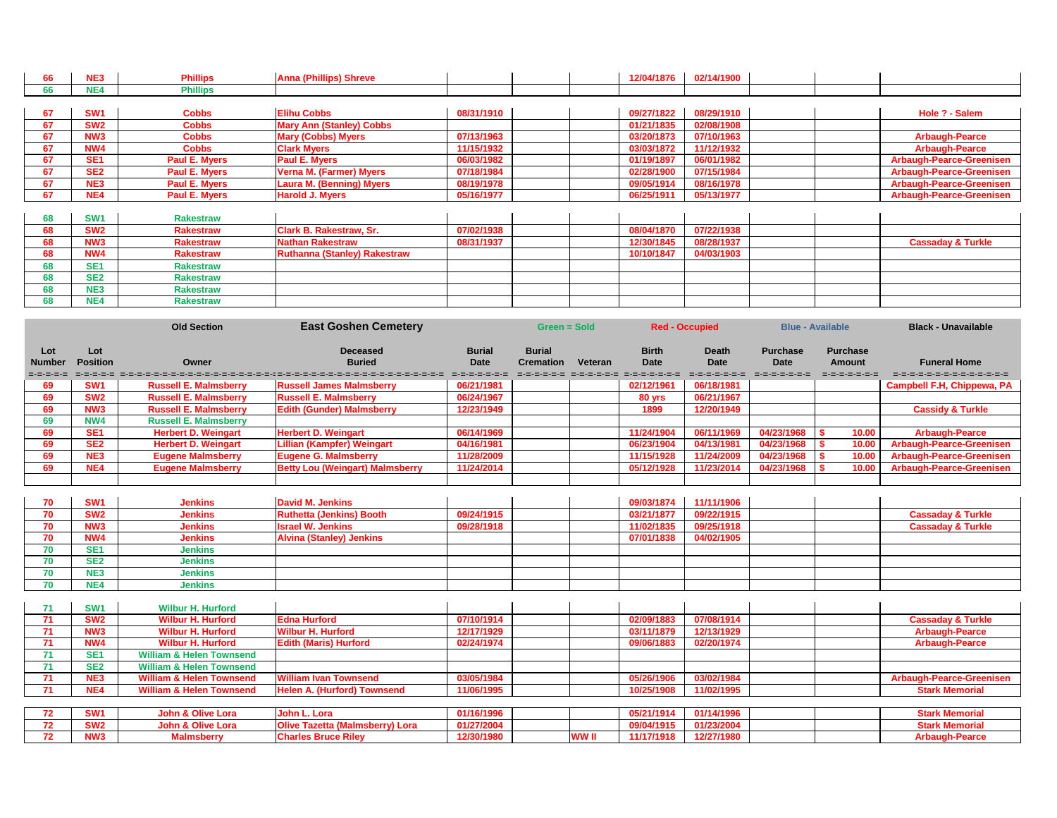| Lot Number | Lot Position | Owner | Deceased Buried | Burial Date | Burial Cremation | Veteran | Birth Date | Death Date | Purchase Date | Purchase Amount | Funeral Home |
|---|---|---|---|---|---|---|---|---|---|---|---|
| 66 | NE3 | Phillips | Anna (Phillips) Shreve | | | | 12/04/1876 | 02/14/1900 | | | |
| 66 | NE4 | Phillips | | | | | | | | | |
| 67 | SW1 | Cobbs | Elihu Cobbs | 08/31/1910 | | | 09/27/1822 | 08/29/1910 | | | Hole ? - Salem |
| 67 | SW2 | Cobbs | Mary Ann (Stanley) Cobbs | | | | 01/21/1835 | 02/08/1908 | | | |
| 67 | NW3 | Cobbs | Mary (Cobbs) Myers | 07/13/1963 | | | 03/20/1873 | 07/10/1963 | | | Arbaugh-Pearce |
| 67 | NW4 | Cobbs | Clark Myers | 11/15/1932 | | | 03/03/1872 | 11/12/1932 | | | Arbaugh-Pearce |
| 67 | SE1 | Paul E. Myers | Paul E. Myers | 06/03/1982 | | | 01/19/1897 | 06/01/1982 | | | Arbaugh-Pearce-Greenisen |
| 67 | SE2 | Paul E. Myers | Verna M. (Farmer) Myers | 07/18/1984 | | | 02/28/1900 | 07/15/1984 | | | Arbaugh-Pearce-Greenisen |
| 67 | NE3 | Paul E. Myers | Laura M. (Benning) Myers | 08/19/1978 | | | 09/05/1914 | 08/16/1978 | | | Arbaugh-Pearce-Greenisen |
| 67 | NE4 | Paul E. Myers | Harold J. Myers | 05/16/1977 | | | 06/25/1911 | 05/13/1977 | | | Arbaugh-Pearce-Greenisen |
| 68 | SW1 | Rakestraw | | | | | | | | | |
| 68 | SW2 | Rakestraw | Clark B. Rakestraw, Sr. | 07/02/1938 | | | 08/04/1870 | 07/22/1938 | | | |
| 68 | NW3 | Rakestraw | Nathan Rakestraw | 08/31/1937 | | | 12/30/1845 | 08/28/1937 | | | Cassaday & Turkle |
| 68 | NW4 | Rakestraw | Ruthanna (Stanley) Rakestraw | | | | 10/10/1847 | 04/03/1903 | | | |
| 68 | SE1 | Rakestraw | | | | | | | | | |
| 68 | SE2 | Rakestraw | | | | | | | | | |
| 68 | NE3 | Rakestraw | | | | | | | | | |
| 68 | NE4 | Rakestraw | | | | | | | | | |

| | | Old Section | East Goshen Cemetery | | Green = Sold | | Red - Occupied | | Blue - Available | | Black - Unavailable |
|---|---|---|---|---|---|---|---|---|---|---|---|
| Lot Number | Lot Position | Owner | Deceased Buried | Burial Date | Burial Cremation | Veteran | Birth Date | Death Date | Purchase Date | Purchase Amount | Funeral Home |
| 69 | SW1 | Russell E. Malmsberry | Russell James Malmsberry | 06/21/1981 | | | 02/12/1961 | 06/18/1981 | | | Campbell F.H, Chippewa, PA |
| 69 | SW2 | Russell E. Malmsberry | Russell E. Malmsberry | 06/24/1967 | | | 80 yrs | 06/21/1967 | | | |
| 69 | NW3 | Russell E. Malmsberry | Edith (Gunder) Malmsberry | 12/23/1949 | | | 1899 | 12/20/1949 | | | Cassidy & Turkle |
| 69 | NW4 | Russell E. Malmsberry | | | | | | | | | |
| 69 | SE1 | Herbert D. Weingart | Herbert D. Weingart | 06/14/1969 | | | 11/24/1904 | 06/11/1969 | 04/23/1968 | $ 10.00 | Arbaugh-Pearce |
| 69 | SE2 | Herbert D. Weingart | Lillian (Kampfer) Weingart | 04/16/1981 | | | 06/23/1904 | 04/13/1981 | 04/23/1968 | $ 10.00 | Arbaugh-Pearce-Greenisen |
| 69 | NE3 | Eugene Malmsberry | Eugene G. Malmsberry | 11/28/2009 | | | 11/15/1928 | 11/24/2009 | 04/23/1968 | $ 10.00 | Arbaugh-Pearce-Greenisen |
| 69 | NE4 | Eugene Malmsberry | Betty Lou (Weingart) Malmsberry | 11/24/2014 | | | 05/12/1928 | 11/23/2014 | 04/23/1968 | $ 10.00 | Arbaugh-Pearce-Greenisen |
| 70 | SW1 | Jenkins | David M. Jenkins | | | | 09/03/1874 | 11/11/1906 | | | |
| 70 | SW2 | Jenkins | Ruthetta (Jenkins) Booth | 09/24/1915 | | | 03/21/1877 | 09/22/1915 | | | Cassaday & Turkle |
| 70 | NW3 | Jenkins | Israel W. Jenkins | 09/28/1918 | | | 11/02/1835 | 09/25/1918 | | | Cassaday & Turkle |
| 70 | NW4 | Jenkins | Alvina (Stanley) Jenkins | | | | 07/01/1838 | 04/02/1905 | | | |
| 70 | SE1 | Jenkins | | | | | | | | | |
| 70 | SE2 | Jenkins | | | | | | | | | |
| 70 | NE3 | Jenkins | | | | | | | | | |
| 70 | NE4 | Jenkins | | | | | | | | | |
| 71 | SW1 | Wilbur H. Hurford | | | | | | | | | |
| 71 | SW2 | Wilbur H. Hurford | Edna Hurford | 07/10/1914 | | | 02/09/1883 | 07/08/1914 | | | Cassaday & Turkle |
| 71 | NW3 | Wilbur H. Hurford | Wilbur H. Hurford | 12/17/1929 | | | 03/11/1879 | 12/13/1929 | | | Arbaugh-Pearce |
| 71 | NW4 | Wilbur H. Hurford | Edith (Maris) Hurford | 02/24/1974 | | | 09/06/1883 | 02/20/1974 | | | Arbaugh-Pearce |
| 71 | SE1 | William & Helen Townsend | | | | | | | | | |
| 71 | SE2 | William & Helen Townsend | | | | | | | | | |
| 71 | NE3 | William & Helen Townsend | William Ivan Townsend | 03/05/1984 | | | 05/26/1906 | 03/02/1984 | | | Arbaugh-Pearce-Greenisen |
| 71 | NE4 | William & Helen Townsend | Helen A. (Hurford) Townsend | 11/06/1995 | | | 10/25/1908 | 11/02/1995 | | | Stark Memorial |
| 72 | SW1 | John & Olive Lora | John L. Lora | 01/16/1996 | | | 05/21/1914 | 01/14/1996 | | | Stark Memorial |
| 72 | SW2 | John & Olive Lora | Olive Tazetta (Malmsberry) Lora | 01/27/2004 | | | 09/04/1915 | 01/23/2004 | | | Stark Memorial |
| 72 | NW3 | Malmsberry | Charles Bruce Riley | 12/30/1980 | | WW II | 11/17/1918 | 12/27/1980 | | | Arbaugh-Pearce |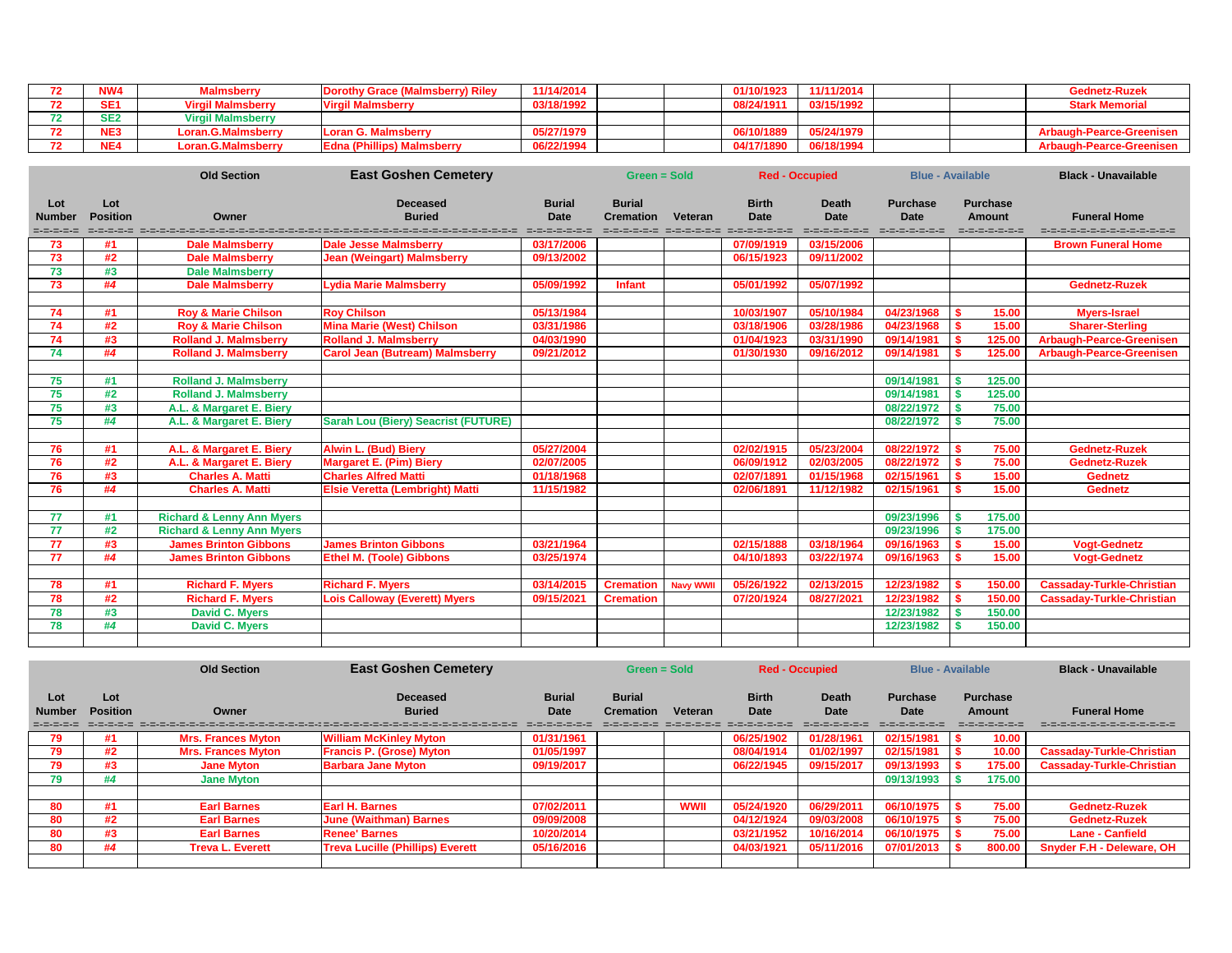| 72 | NW4 | Malmsberry | Dorothy Grace (Malmsberry) Riley | 11/14/2014 | | | 01/10/1923 | 11/11/2014 | | | Gednetz-Ruzek |
|---|---|---|---|---|---|---|---|---|---|---|---|
| 72 | SE1 | Virgil Malmsberry | Virgil Malmsberry | 03/18/1992 | | | 08/24/1911 | 03/15/1992 | | | Stark Memorial |
| 72 | SE2 | Virgil Malmsberry | | | | | | | | | |
| 72 | NE3 | Loran.G.Malmsberry | Loran G. Malmsberry | 05/27/1979 | | | 06/10/1889 | 05/24/1979 | | | Arbaugh-Pearce-Greenisen |
| 72 | NE4 | Loran.G.Malmsberry | Edna (Phillips) Malmsberry | 06/22/1994 | | | 04/17/1890 | 06/18/1994 | | | Arbaugh-Pearce-Greenisen |

| | | Old Section | East Goshen Cemetery | | Green = Sold | | Red - Occupied | | Blue - Available | | Black - Unavailable |
|---|---|---|---|---|---|---|---|---|---|---|---|
| Lot Number | Lot Position | Owner | Deceased Buried | Burial Date | Burial Cremation | Veteran | Birth Date | Death Date | Purchase Date | Purchase Amount | Funeral Home |
| 73 | #1 | Dale Malmsberry | Dale Jesse Malmsberry | 03/17/2006 | | | 07/09/1919 | 03/15/2006 | | | Brown Funeral Home |
| 73 | #2 | Dale Malmsberry | Jean (Weingart) Malmsberry | 09/13/2002 | | | 06/15/1923 | 09/11/2002 | | | |
| 73 | #3 | Dale Malmsberry | | | | | | | | | |
| 73 | #4 | Dale Malmsberry | Lydia Marie Malmsberry | 05/09/1992 | Infant | | 05/01/1992 | 05/07/1992 | | | Gednetz-Ruzek |
| | | | | | | | | | | | |
| 74 | #1 | Roy & Marie Chilson | Roy Chilson | 05/13/1984 | | | 10/03/1907 | 05/10/1984 | 04/23/1968 | $ 15.00 | Myers-Israel |
| 74 | #2 | Roy & Marie Chilson | Mina Marie (West) Chilson | 03/31/1986 | | | 03/18/1906 | 03/28/1986 | 04/23/1968 | $ 15.00 | Sharer-Sterling |
| 74 | #3 | Rolland J. Malmsberry | Rolland J. Malmsberry | 04/03/1990 | | | 01/04/1923 | 03/31/1990 | 09/14/1981 | $ 125.00 | Arbaugh-Pearce-Greenisen |
| 74 | #4 | Rolland J. Malmsberry | Carol Jean (Butream) Malmsberry | 09/21/2012 | | | 01/30/1930 | 09/16/2012 | 09/14/1981 | $ 125.00 | Arbaugh-Pearce-Greenisen |
| | | | | | | | | | | | |
| 75 | #1 | Rolland J. Malmsberry | | | | | | | 09/14/1981 | $ 125.00 | |
| 75 | #2 | Rolland J. Malmsberry | | | | | | | 09/14/1981 | $ 125.00 | |
| 75 | #3 | A.L. & Margaret E. Biery | | | | | | | 08/22/1972 | $ 75.00 | |
| 75 | #4 | A.L. & Margaret E. Biery | Sarah Lou (Biery) Seacrist (FUTURE) | | | | | | 08/22/1972 | $ 75.00 | |
| | | | | | | | | | | | |
| 76 | #1 | A.L. & Margaret E. Biery | Alwin L. (Bud) Biery | 05/27/2004 | | | 02/02/1915 | 05/23/2004 | 08/22/1972 | $ 75.00 | Gednetz-Ruzek |
| 76 | #2 | A.L. & Margaret E. Biery | Margaret E. (Pim) Biery | 02/07/2005 | | | 06/09/1912 | 02/03/2005 | 08/22/1972 | $ 75.00 | Gednetz-Ruzek |
| 76 | #3 | Charles A. Matti | Charles Alfred Matti | 01/18/1968 | | | 02/07/1891 | 01/15/1968 | 02/15/1961 | $ 15.00 | Gednetz |
| 76 | #4 | Charles A. Matti | Elsie Veretta (Lembright) Matti | 11/15/1982 | | | 02/06/1891 | 11/12/1982 | 02/15/1961 | $ 15.00 | Gednetz |
| | | | | | | | | | | | |
| 77 | #1 | Richard & Lenny Ann Myers | | | | | | | 09/23/1996 | $ 175.00 | |
| 77 | #2 | Richard & Lenny Ann Myers | | | | | | | 09/23/1996 | $ 175.00 | |
| 77 | #3 | James Brinton Gibbons | James Brinton Gibbons | 03/21/1964 | | | 02/15/1888 | 03/18/1964 | 09/16/1963 | $ 15.00 | Vogt-Gednetz |
| 77 | #4 | James Brinton Gibbons | Ethel M. (Toole) Gibbons | 03/25/1974 | | | 04/10/1893 | 03/22/1974 | 09/16/1963 | $ 15.00 | Vogt-Gednetz |
| | | | | | | | | | | | |
| 78 | #1 | Richard F. Myers | Richard F. Myers | 03/14/2015 | Cremation | Navy WWII | 05/26/1922 | 02/13/2015 | 12/23/1982 | $ 150.00 | Cassaday-Turkle-Christian |
| 78 | #2 | Richard F. Myers | Lois Calloway (Everett) Myers | 09/15/2021 | Cremation | | 07/20/1924 | 08/27/2021 | 12/23/1982 | $ 150.00 | Cassaday-Turkle-Christian |
| 78 | #3 | David C. Myers | | | | | | | 12/23/1982 | $ 150.00 | |
| 78 | #4 | David C. Myers | | | | | | | 12/23/1982 | $ 150.00 | |

| | | Old Section | East Goshen Cemetery | | Green = Sold | | Red - Occupied | | Blue - Available | | Black - Unavailable |
|---|---|---|---|---|---|---|---|---|---|---|---|
| Lot Number | Lot Position | Owner | Deceased Buried | Burial Date | Burial Cremation | Veteran | Birth Date | Death Date | Purchase Date | Purchase Amount | Funeral Home |
| 79 | #1 | Mrs. Frances Myton | William McKinley Myton | 01/31/1961 | | | 06/25/1902 | 01/28/1961 | 02/15/1981 | $ 10.00 | |
| 79 | #2 | Mrs. Frances Myton | Francis P. (Grose) Myton | 01/05/1997 | | | 08/04/1914 | 01/02/1997 | 02/15/1981 | $ 10.00 | Cassaday-Turkle-Christian |
| 79 | #3 | Jane Myton | Barbara Jane Myton | 09/19/2017 | | | 06/22/1945 | 09/15/2017 | 09/13/1993 | $ 175.00 | Cassaday-Turkle-Christian |
| 79 | #4 | Jane Myton | | | | | | | 09/13/1993 | $ 175.00 | |
| | | | | | | | | | | | |
| 80 | #1 | Earl Barnes | Earl H. Barnes | 07/02/2011 | | WWII | 05/24/1920 | 06/29/2011 | 06/10/1975 | $ 75.00 | Gednetz-Ruzek |
| 80 | #2 | Earl Barnes | June (Waithman) Barnes | 09/09/2008 | | | 04/12/1924 | 09/03/2008 | 06/10/1975 | $ 75.00 | Gednetz-Ruzek |
| 80 | #3 | Earl Barnes | Renee' Barnes | 10/20/2014 | | | 03/21/1952 | 10/16/2014 | 06/10/1975 | $ 75.00 | Lane - Canfield |
| 80 | #4 | Treva L. Everett | Treva Lucille (Phillips) Everett | 05/16/2016 | | | 04/03/1921 | 05/11/2016 | 07/01/2013 | $ 800.00 | Snyder F.H - Deleware, OH |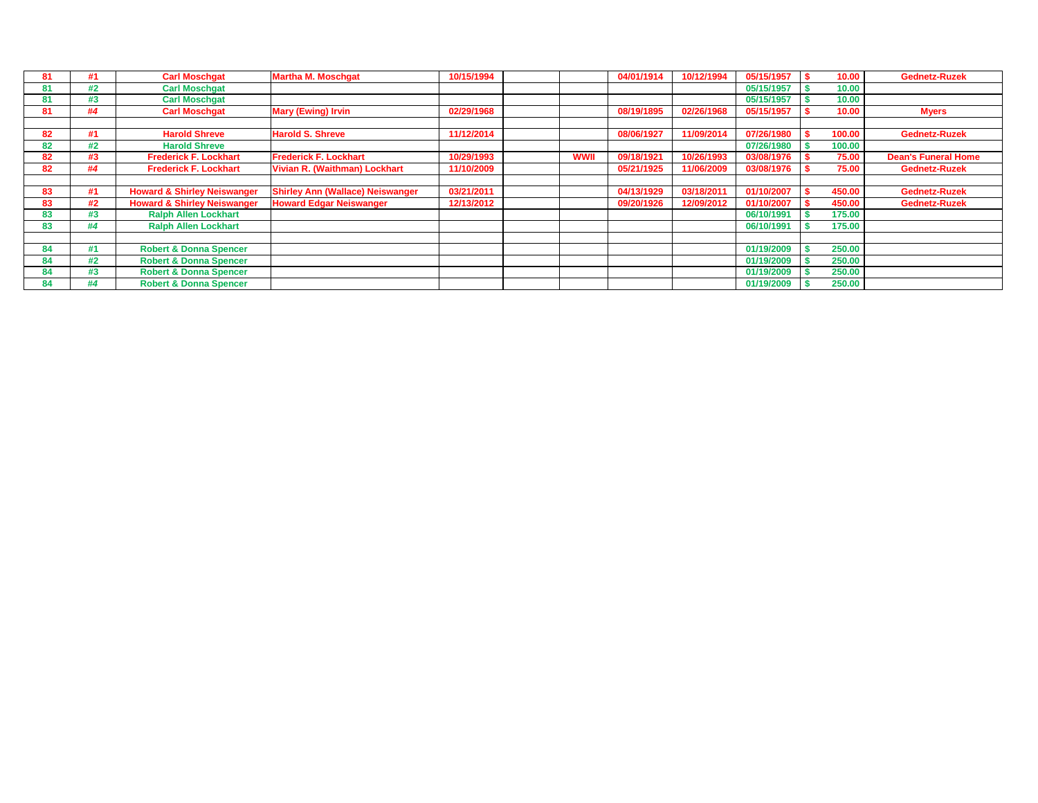| | | | | | | | | | | | | |
|---|---|---|---|---|---|---|---|---|---|---|---|---|
| 81 | #1 | Carl Moschgat | Martha M. Moschgat | 10/15/1994 | | | 04/01/1914 | 10/12/1994 | 05/15/1957 | $ | 10.00 | Gednetz-Ruzek |
| 81 | #2 | Carl Moschgat | | | | | | | 05/15/1957 | $ | 10.00 | |
| 81 | #3 | Carl Moschgat | | | | | | | 05/15/1957 | $ | 10.00 | |
| 81 | #4 | Carl Moschgat | Mary (Ewing) Irvin | 02/29/1968 | | | 08/19/1895 | 02/26/1968 | 05/15/1957 | $ | 10.00 | Myers |
| | | | | | | | | | | | | |
| 82 | #1 | Harold Shreve | Harold S. Shreve | 11/12/2014 | | | 08/06/1927 | 11/09/2014 | 07/26/1980 | $ | 100.00 | Gednetz-Ruzek |
| 82 | #2 | Harold Shreve | | | | | | | 07/26/1980 | $ | 100.00 | |
| 82 | #3 | Frederick F. Lockhart | Frederick F. Lockhart | 10/29/1993 | | WWII | 09/18/1921 | 10/26/1993 | 03/08/1976 | $ | 75.00 | Dean's Funeral Home |
| 82 | #4 | Frederick F. Lockhart | Vivian R. (Waithman) Lockhart | 11/10/2009 | | | 05/21/1925 | 11/06/2009 | 03/08/1976 | $ | 75.00 | Gednetz-Ruzek |
| | | | | | | | | | | | | |
| 83 | #1 | Howard & Shirley Neiswanger | Shirley Ann (Wallace) Neiswanger | 03/21/2011 | | | 04/13/1929 | 03/18/2011 | 01/10/2007 | $ | 450.00 | Gednetz-Ruzek |
| 83 | #2 | Howard & Shirley Neiswanger | Howard Edgar Neiswanger | 12/13/2012 | | | 09/20/1926 | 12/09/2012 | 01/10/2007 | $ | 450.00 | Gednetz-Ruzek |
| 83 | #3 | Ralph Allen Lockhart | | | | | | | 06/10/1991 | $ | 175.00 | |
| 83 | #4 | Ralph Allen Lockhart | | | | | | | 06/10/1991 | $ | 175.00 | |
| | | | | | | | | | | | | |
| 84 | #1 | Robert & Donna Spencer | | | | | | | 01/19/2009 | $ | 250.00 | |
| 84 | #2 | Robert & Donna Spencer | | | | | | | 01/19/2009 | $ | 250.00 | |
| 84 | #3 | Robert & Donna Spencer | | | | | | | 01/19/2009 | $ | 250.00 | |
| 84 | #4 | Robert & Donna Spencer | | | | | | | 01/19/2009 | $ | 250.00 | |